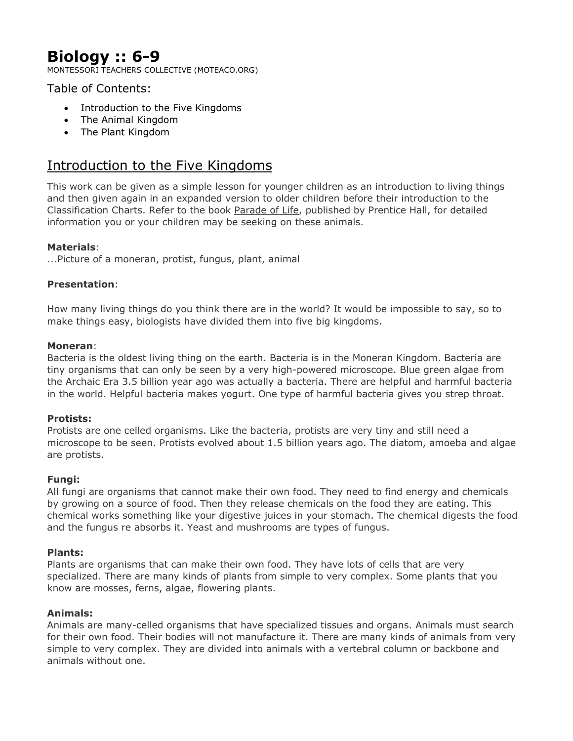# Biology :: 6-9

MONTESSORI TEACHERS COLLECTIVE (MOTEACO.ORG)

## Table of Contents:

- Introduction to the Five Kingdoms
- The Animal Kingdom
- The Plant Kingdom

## Introduction to the Five Kingdoms

This work can be given as a simple lesson for younger children as an introduction to living things and then given again in an expanded version to older children before their introduction to the Classification Charts. Refer to the book Parade of Life, published by Prentice Hall, for detailed information you or your children may be seeking on these animals.

**Materials**:
...Picture of a moneran, protist, fungus, plant, animal

**Presentation**:

How many living things do you think there are in the world? It would be impossible to say, so to make things easy, biologists have divided them into five big kingdoms.

**Moneran**:
Bacteria is the oldest living thing on the earth. Bacteria is in the Moneran Kingdom. Bacteria are tiny organisms that can only be seen by a very high-powered microscope. Blue green algae from the Archaic Era 3.5 billion year ago was actually a bacteria. There are helpful and harmful bacteria in the world. Helpful bacteria makes yogurt. One type of harmful bacteria gives you strep throat.

**Protists:**
Protists are one celled organisms. Like the bacteria, protists are very tiny and still need a microscope to be seen. Protists evolved about 1.5 billion years ago. The diatom, amoeba and algae are protists.

**Fungi:**
All fungi are organisms that cannot make their own food. They need to find energy and chemicals by growing on a source of food. Then they release chemicals on the food they are eating. This chemical works something like your digestive juices in your stomach. The chemical digests the food and the fungus re absorbs it. Yeast and mushrooms are types of fungus.

**Plants:**
Plants are organisms that can make their own food. They have lots of cells that are very specialized. There are many kinds of plants from simple to very complex. Some plants that you know are mosses, ferns, algae, flowering plants.

**Animals:**
Animals are many-celled organisms that have specialized tissues and organs. Animals must search for their own food. Their bodies will not manufacture it. There are many kinds of animals from very simple to very complex. They are divided into animals with a vertebral column or backbone and animals without one.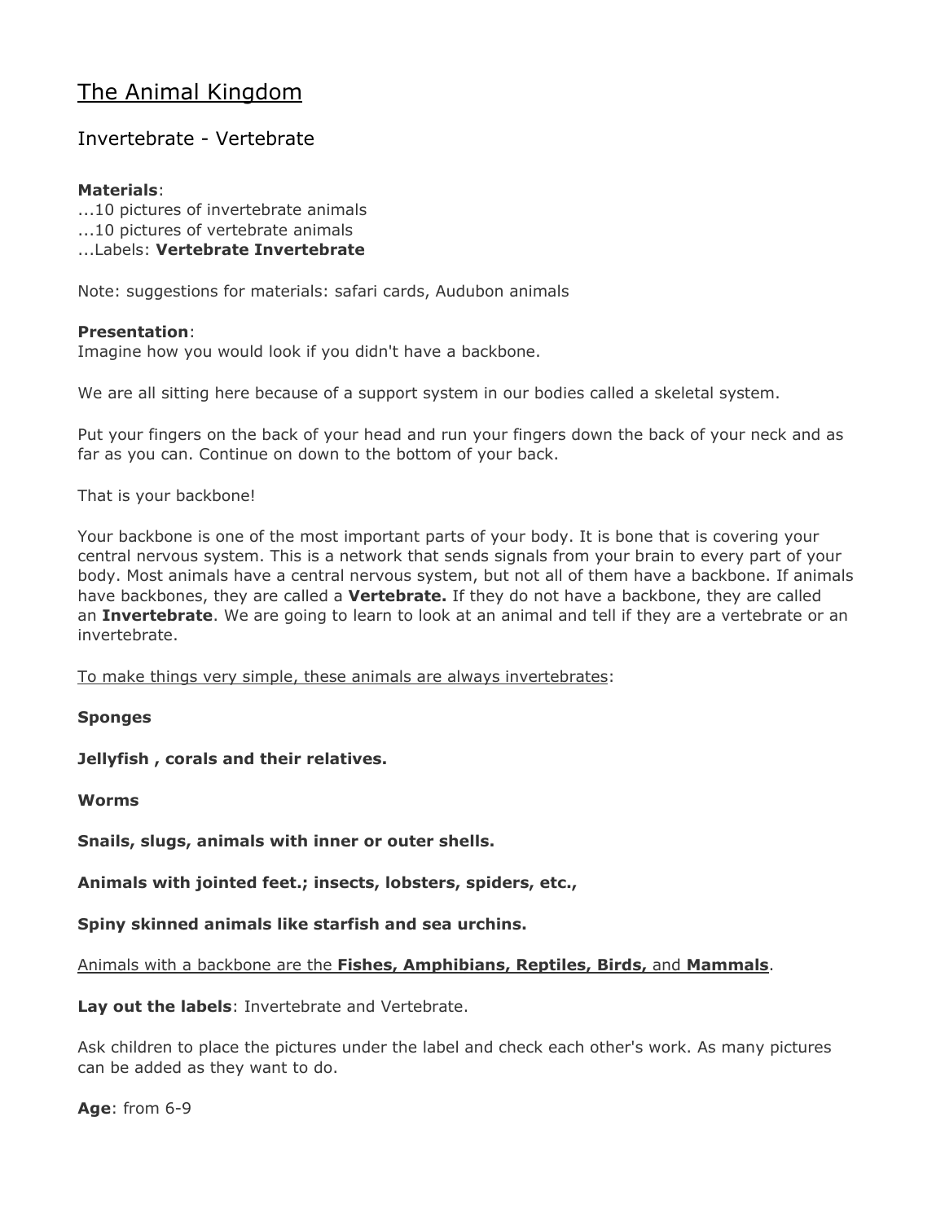# The Animal Kingdom

## Invertebrate - Vertebrate

**Materials**:
...10 pictures of invertebrate animals
...10 pictures of vertebrate animals
...Labels: **Vertebrate Invertebrate**

Note: suggestions for materials: safari cards, Audubon animals

**Presentation**:
Imagine how you would look if you didn't have a backbone.

We are all sitting here because of a support system in our bodies called a skeletal system.

Put your fingers on the back of your head and run your fingers down the back of your neck and as far as you can. Continue on down to the bottom of your back.

That is your backbone!

Your backbone is one of the most important parts of your body. It is bone that is covering your central nervous system. This is a network that sends signals from your brain to every part of your body. Most animals have a central nervous system, but not all of them have a backbone. If animals have backbones, they are called a **Vertebrate.** If they do not have a backbone, they are called an **Invertebrate**. We are going to learn to look at an animal and tell if they are a vertebrate or an invertebrate.

<u>To make things very simple, these animals are always invertebrates</u>:

**Sponges**

**Jellyfish , corals and their relatives.**

**Worms**

**Snails, slugs, animals with inner or outer shells.**

**Animals with jointed feet.; insects, lobsters, spiders, etc.,**

**Spiny skinned animals like starfish and sea urchins.**

<u>Animals with a backbone are the **Fishes, Amphibians, Reptiles, Birds,** and **Mammals**</u>.

**Lay out the labels**: Invertebrate and Vertebrate.

Ask children to place the pictures under the label and check each other's work. As many pictures can be added as they want to do.

**Age**: from 6-9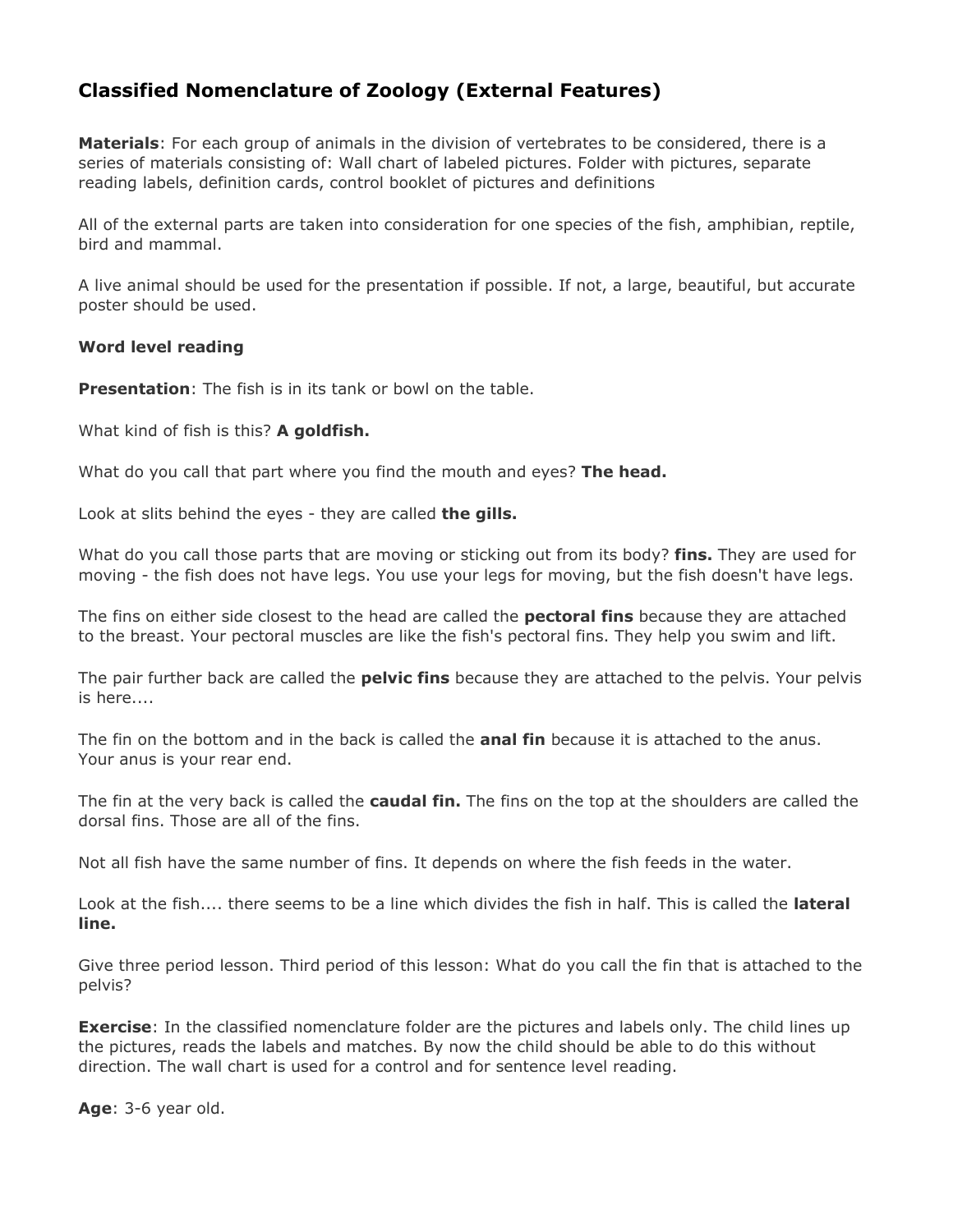# Classified Nomenclature of Zoology (External Features)

**Materials**: For each group of animals in the division of vertebrates to be considered, there is a series of materials consisting of: Wall chart of labeled pictures. Folder with pictures, separate reading labels, definition cards, control booklet of pictures and definitions

All of the external parts are taken into consideration for one species of the fish, amphibian, reptile, bird and mammal.

A live animal should be used for the presentation if possible. If not, a large, beautiful, but accurate poster should be used.

**Word level reading**

**Presentation**: The fish is in its tank or bowl on the table.

What kind of fish is this? **A goldfish.**

What do you call that part where you find the mouth and eyes? **The head.**

Look at slits behind the eyes - they are called **the gills.**

What do you call those parts that are moving or sticking out from its body? **fins.** They are used for moving - the fish does not have legs. You use your legs for moving, but the fish doesn't have legs.

The fins on either side closest to the head are called the **pectoral fins** because they are attached to the breast. Your pectoral muscles are like the fish's pectoral fins. They help you swim and lift.

The pair further back are called the **pelvic fins** because they are attached to the pelvis. Your pelvis is here....

The fin on the bottom and in the back is called the **anal fin** because it is attached to the anus. Your anus is your rear end.

The fin at the very back is called the **caudal fin.** The fins on the top at the shoulders are called the dorsal fins. Those are all of the fins.

Not all fish have the same number of fins. It depends on where the fish feeds in the water.

Look at the fish.... there seems to be a line which divides the fish in half. This is called the **lateral line.**

Give three period lesson. Third period of this lesson: What do you call the fin that is attached to the pelvis?

**Exercise**: In the classified nomenclature folder are the pictures and labels only. The child lines up the pictures, reads the labels and matches. By now the child should be able to do this without direction. The wall chart is used for a control and for sentence level reading.

**Age**: 3-6 year old.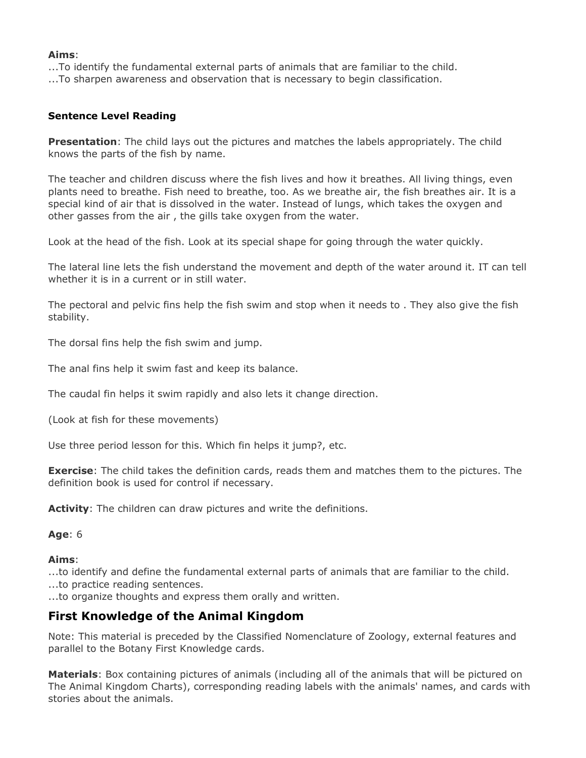**Aims**:
...To identify the fundamental external parts of animals that are familiar to the child.
...To sharpen awareness and observation that is necessary to begin classification.

**Sentence Level Reading**

**Presentation**: The child lays out the pictures and matches the labels appropriately. The child knows the parts of the fish by name.

The teacher and children discuss where the fish lives and how it breathes. All living things, even plants need to breathe. Fish need to breathe, too. As we breathe air, the fish breathes air. It is a special kind of air that is dissolved in the water. Instead of lungs, which takes the oxygen and other gasses from the air , the gills take oxygen from the water.

Look at the head of the fish. Look at its special shape for going through the water quickly.

The lateral line lets the fish understand the movement and depth of the water around it. IT can tell whether it is in a current or in still water.

The pectoral and pelvic fins help the fish swim and stop when it needs to . They also give the fish stability.

The dorsal fins help the fish swim and jump.

The anal fins help it swim fast and keep its balance.

The caudal fin helps it swim rapidly and also lets it change direction.

(Look at fish for these movements)

Use three period lesson for this. Which fin helps it jump?, etc.

**Exercise**: The child takes the definition cards, reads them and matches them to the pictures. The definition book is used for control if necessary.

**Activity**: The children can draw pictures and write the definitions.

**Age**: 6

**Aims**:
...to identify and define the fundamental external parts of animals that are familiar to the child.
...to practice reading sentences.
...to organize thoughts and express them orally and written.

## First Knowledge of the Animal Kingdom

Note: This material is preceded by the Classified Nomenclature of Zoology, external features and parallel to the Botany First Knowledge cards.

**Materials**: Box containing pictures of animals (including all of the animals that will be pictured on The Animal Kingdom Charts), corresponding reading labels with the animals' names, and cards with stories about the animals.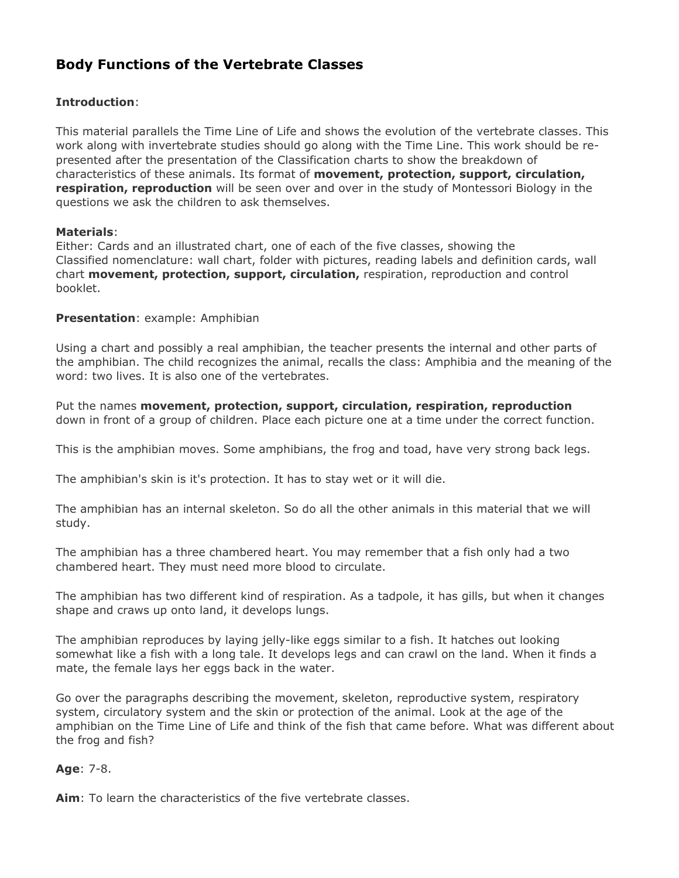## Body Functions of the Vertebrate Classes

**Introduction**:

This material parallels the Time Line of Life and shows the evolution of the vertebrate classes. This work along with invertebrate studies should go along with the Time Line. This work should be re-presented after the presentation of the Classification charts to show the breakdown of characteristics of these animals. Its format of **movement, protection, support, circulation, respiration, reproduction** will be seen over and over in the study of Montessori Biology in the questions we ask the children to ask themselves.

**Materials**:
Either: Cards and an illustrated chart, one of each of the five classes, showing the Classified nomenclature: wall chart, folder with pictures, reading labels and definition cards, wall chart **movement, protection, support, circulation,** respiration, reproduction and control booklet.

**Presentation**: example: Amphibian

Using a chart and possibly a real amphibian, the teacher presents the internal and other parts of the amphibian. The child recognizes the animal, recalls the class: Amphibia and the meaning of the word: two lives. It is also one of the vertebrates.

Put the names **movement, protection, support, circulation, respiration, reproduction** down in front of a group of children. Place each picture one at a time under the correct function.

This is the amphibian moves. Some amphibians, the frog and toad, have very strong back legs.

The amphibian's skin is it's protection. It has to stay wet or it will die.

The amphibian has an internal skeleton. So do all the other animals in this material that we will study.

The amphibian has a three chambered heart. You may remember that a fish only had a two chambered heart. They must need more blood to circulate.

The amphibian has two different kind of respiration. As a tadpole, it has gills, but when it changes shape and craws up onto land, it develops lungs.

The amphibian reproduces by laying jelly-like eggs similar to a fish. It hatches out looking somewhat like a fish with a long tale. It develops legs and can crawl on the land. When it finds a mate, the female lays her eggs back in the water.

Go over the paragraphs describing the movement, skeleton, reproductive system, respiratory system, circulatory system and the skin or protection of the animal. Look at the age of the amphibian on the Time Line of Life and think of the fish that came before. What was different about the frog and fish?

**Age**: 7-8.

**Aim**: To learn the characteristics of the five vertebrate classes.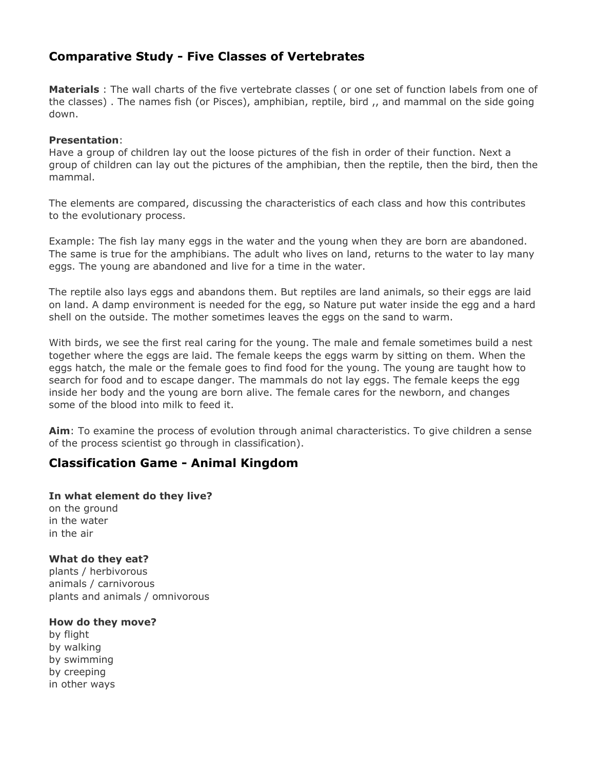## Comparative Study - Five Classes of Vertebrates

**Materials** : The wall charts of the five vertebrate classes ( or one set of function labels from one of the classes) . The names fish (or Pisces), amphibian, reptile, bird ,, and mammal on the side going down.

**Presentation**:
Have a group of children lay out the loose pictures of the fish in order of their function. Next a group of children can lay out the pictures of the amphibian, then the reptile, then the bird, then the mammal.

The elements are compared, discussing the characteristics of each class and how this contributes to the evolutionary process.

Example: The fish lay many eggs in the water and the young when they are born are abandoned. The same is true for the amphibians. The adult who lives on land, returns to the water to lay many eggs. The young are abandoned and live for a time in the water.

The reptile also lays eggs and abandons them. But reptiles are land animals, so their eggs are laid on land. A damp environment is needed for the egg, so Nature put water inside the egg and a hard shell on the outside. The mother sometimes leaves the eggs on the sand to warm.

With birds, we see the first real caring for the young. The male and female sometimes build a nest together where the eggs are laid. The female keeps the eggs warm by sitting on them. When the eggs hatch, the male or the female goes to find food for the young. The young are taught how to search for food and to escape danger. The mammals do not lay eggs. The female keeps the egg inside her body and the young are born alive. The female cares for the newborn, and changes some of the blood into milk to feed it.

**Aim**: To examine the process of evolution through animal characteristics. To give children a sense of the process scientist go through in classification).

## Classification Game - Animal Kingdom

**In what element do they live?**
on the ground
in the water
in the air

**What do they eat?**
plants / herbivorous
animals / carnivorous
plants and animals / omnivorous

**How do they move?**
by flight
by walking
by swimming
by creeping
in other ways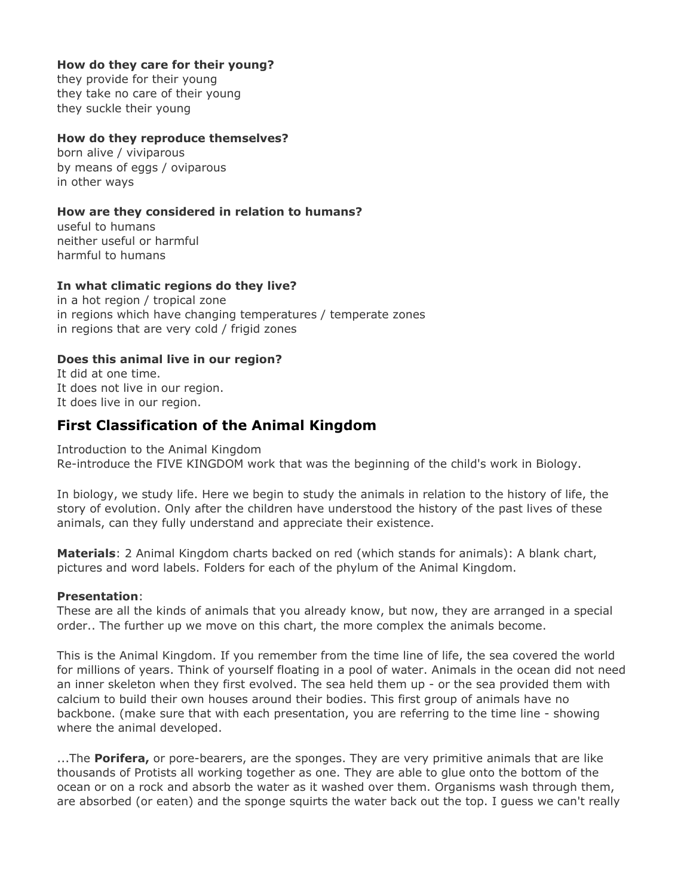**How do they care for their young?**
they provide for their young
they take no care of their young
they suckle their young

**How do they reproduce themselves?**
born alive / viviparous
by means of eggs / oviparous
in other ways

**How are they considered in relation to humans?**
useful to humans
neither useful or harmful
harmful to humans

**In what climatic regions do they live?**
in a hot region / tropical zone
in regions which have changing temperatures / temperate zones
in regions that are very cold / frigid zones

**Does this animal live in our region?**
It did at one time.
It does not live in our region.
It does live in our region.

## First Classification of the Animal Kingdom

Introduction to the Animal Kingdom
Re-introduce the FIVE KINGDOM work that was the beginning of the child's work in Biology.

In biology, we study life. Here we begin to study the animals in relation to the history of life, the story of evolution. Only after the children have understood the history of the past lives of these animals, can they fully understand and appreciate their existence.

**Materials**: 2 Animal Kingdom charts backed on red (which stands for animals): A blank chart, pictures and word labels. Folders for each of the phylum of the Animal Kingdom.

**Presentation**:
These are all the kinds of animals that you already know, but now, they are arranged in a special order.. The further up we move on this chart, the more complex the animals become.

This is the Animal Kingdom. If you remember from the time line of life, the sea covered the world for millions of years. Think of yourself floating in a pool of water. Animals in the ocean did not need an inner skeleton when they first evolved. The sea held them up - or the sea provided them with calcium to build their own houses around their bodies. This first group of animals have no backbone. (make sure that with each presentation, you are referring to the time line - showing where the animal developed.

...The **Porifera,** or pore-bearers, are the sponges. They are very primitive animals that are like thousands of Protists all working together as one. They are able to glue onto the bottom of the ocean or on a rock and absorb the water as it washed over them. Organisms wash through them, are absorbed (or eaten) and the sponge squirts the water back out the top. I guess we can't really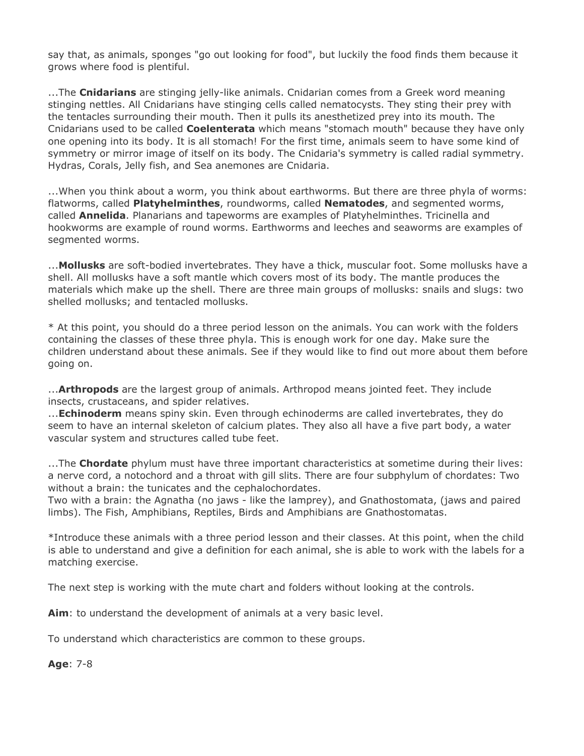say that, as animals, sponges "go out looking for food", but luckily the food finds them because it grows where food is plentiful.

...The **Cnidarians** are stinging jelly-like animals. Cnidarian comes from a Greek word meaning stinging nettles. All Cnidarians have stinging cells called nematocysts. They sting their prey with the tentacles surrounding their mouth. Then it pulls its anesthetized prey into its mouth. The Cnidarians used to be called **Coelenterata** which means "stomach mouth" because they have only one opening into its body. It is all stomach! For the first time, animals seem to have some kind of symmetry or mirror image of itself on its body. The Cnidaria's symmetry is called radial symmetry. Hydras, Corals, Jelly fish, and Sea anemones are Cnidaria.

...When you think about a worm, you think about earthworms. But there are three phyla of worms: flatworms, called **Platyhelminthes**, roundworms, called **Nematodes**, and segmented worms, called **Annelida**. Planarians and tapeworms are examples of Platyhelminthes. Tricinella and hookworms are example of round worms. Earthworms and leeches and seaworms are examples of segmented worms.

...**Mollusks** are soft-bodied invertebrates. They have a thick, muscular foot. Some mollusks have a shell. All mollusks have a soft mantle which covers most of its body. The mantle produces the materials which make up the shell. There are three main groups of mollusks: snails and slugs: two shelled mollusks; and tentacled mollusks.

* At this point, you should do a three period lesson on the animals. You can work with the folders containing the classes of these three phyla. This is enough work for one day. Make sure the children understand about these animals. See if they would like to find out more about them before going on.

...**Arthropods** are the largest group of animals. Arthropod means jointed feet. They include insects, crustaceans, and spider relatives.
...**Echinoderm** means spiny skin. Even through echinoderms are called invertebrates, they do seem to have an internal skeleton of calcium plates. They also all have a five part body, a water vascular system and structures called tube feet.

...The **Chordate** phylum must have three important characteristics at sometime during their lives: a nerve cord, a notochord and a throat with gill slits. There are four subphylum of chordates: Two without a brain: the tunicates and the cephalochordates.
Two with a brain: the Agnatha (no jaws - like the lamprey), and Gnathostomata, (jaws and paired limbs). The Fish, Amphibians, Reptiles, Birds and Amphibians are Gnathostomatas.

*Introduce these animals with a three period lesson and their classes. At this point, when the child is able to understand and give a definition for each animal, she is able to work with the labels for a matching exercise.

The next step is working with the mute chart and folders without looking at the controls.

**Aim**: to understand the development of animals at a very basic level.

To understand which characteristics are common to these groups.

**Age**: 7-8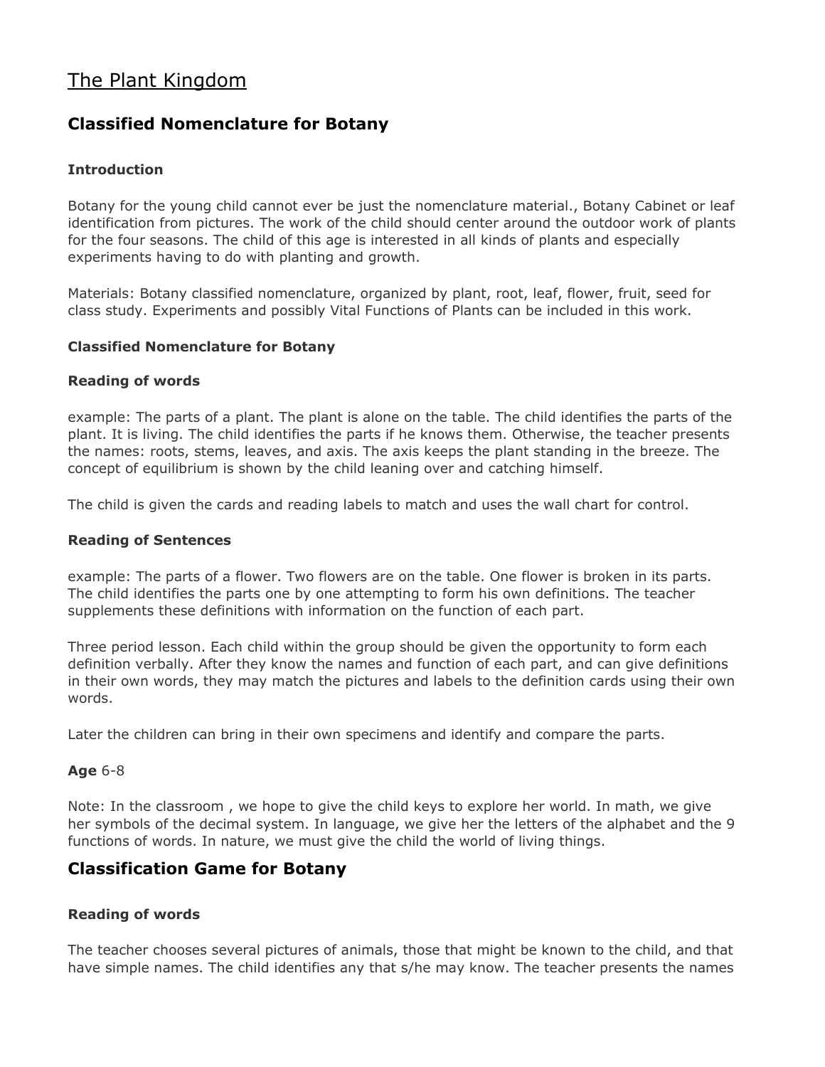# The Plant Kingdom

## Classified Nomenclature for Botany

### Introduction

Botany for the young child cannot ever be just the nomenclature material., Botany Cabinet or leaf identification from pictures. The work of the child should center around the outdoor work of plants for the four seasons. The child of this age is interested in all kinds of plants and especially experiments having to do with planting and growth.

Materials: Botany classified nomenclature, organized by plant, root, leaf, flower, fruit, seed for class study. Experiments and possibly Vital Functions of Plants can be included in this work.

### Classified Nomenclature for Botany

### Reading of words

example: The parts of a plant. The plant is alone on the table. The child identifies the parts of the plant. It is living. The child identifies the parts if he knows them. Otherwise, the teacher presents the names: roots, stems, leaves, and axis. The axis keeps the plant standing in the breeze. The concept of equilibrium is shown by the child leaning over and catching himself.

The child is given the cards and reading labels to match and uses the wall chart for control.

### Reading of Sentences

example: The parts of a flower. Two flowers are on the table. One flower is broken in its parts. The child identifies the parts one by one attempting to form his own definitions. The teacher supplements these definitions with information on the function of each part.

Three period lesson. Each child within the group should be given the opportunity to form each definition verbally. After they know the names and function of each part, and can give definitions in their own words, they may match the pictures and labels to the definition cards using their own words.

Later the children can bring in their own specimens and identify and compare the parts.

**Age** 6-8

Note: In the classroom , we hope to give the child keys to explore her world. In math, we give her symbols of the decimal system. In language, we give her the letters of the alphabet and the 9 functions of words. In nature, we must give the child the world of living things.

## Classification Game for Botany

### Reading of words

The teacher chooses several pictures of animals, those that might be known to the child, and that have simple names. The child identifies any that s/he may know. The teacher presents the names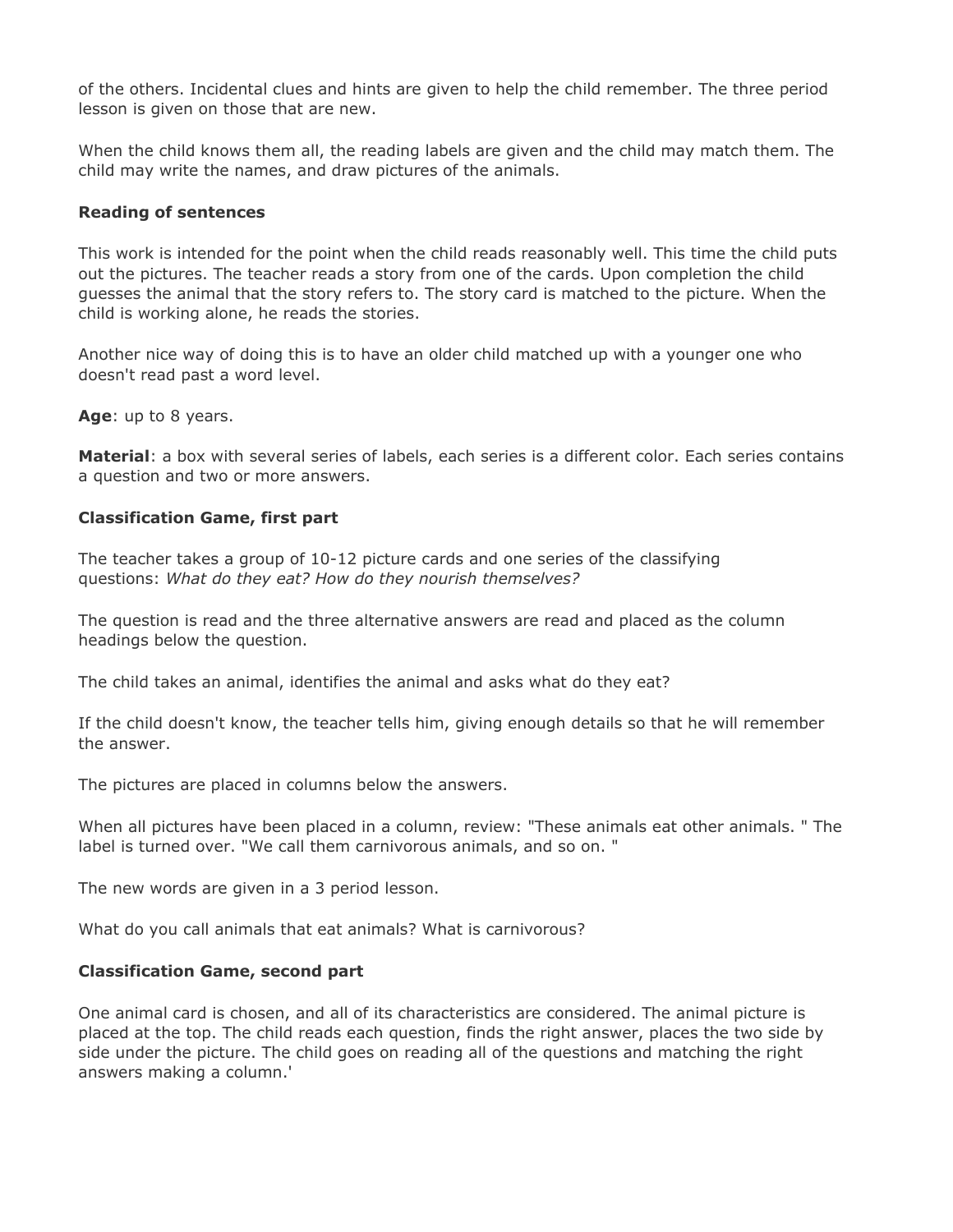of the others. Incidental clues and hints are given to help the child remember. The three period lesson is given on those that are new.

When the child knows them all, the reading labels are given and the child may match them. The child may write the names, and draw pictures of the animals.

**Reading of sentences**

This work is intended for the point when the child reads reasonably well. This time the child puts out the pictures. The teacher reads a story from one of the cards. Upon completion the child guesses the animal that the story refers to. The story card is matched to the picture. When the child is working alone, he reads the stories.

Another nice way of doing this is to have an older child matched up with a younger one who doesn't read past a word level.

**Age**: up to 8 years.

**Material**: a box with several series of labels, each series is a different color. Each series contains a question and two or more answers.

**Classification Game, first part**

The teacher takes a group of 10-12 picture cards and one series of the classifying questions: *What do they eat? How do they nourish themselves?*

The question is read and the three alternative answers are read and placed as the column headings below the question.

The child takes an animal, identifies the animal and asks what do they eat?

If the child doesn't know, the teacher tells him, giving enough details so that he will remember the answer.

The pictures are placed in columns below the answers.

When all pictures have been placed in a column, review: "These animals eat other animals. " The label is turned over. "We call them carnivorous animals, and so on. "

The new words are given in a 3 period lesson.

What do you call animals that eat animals? What is carnivorous?

**Classification Game, second part**

One animal card is chosen, and all of its characteristics are considered. The animal picture is placed at the top. The child reads each question, finds the right answer, places the two side by side under the picture. The child goes on reading all of the questions and matching the right answers making a column.'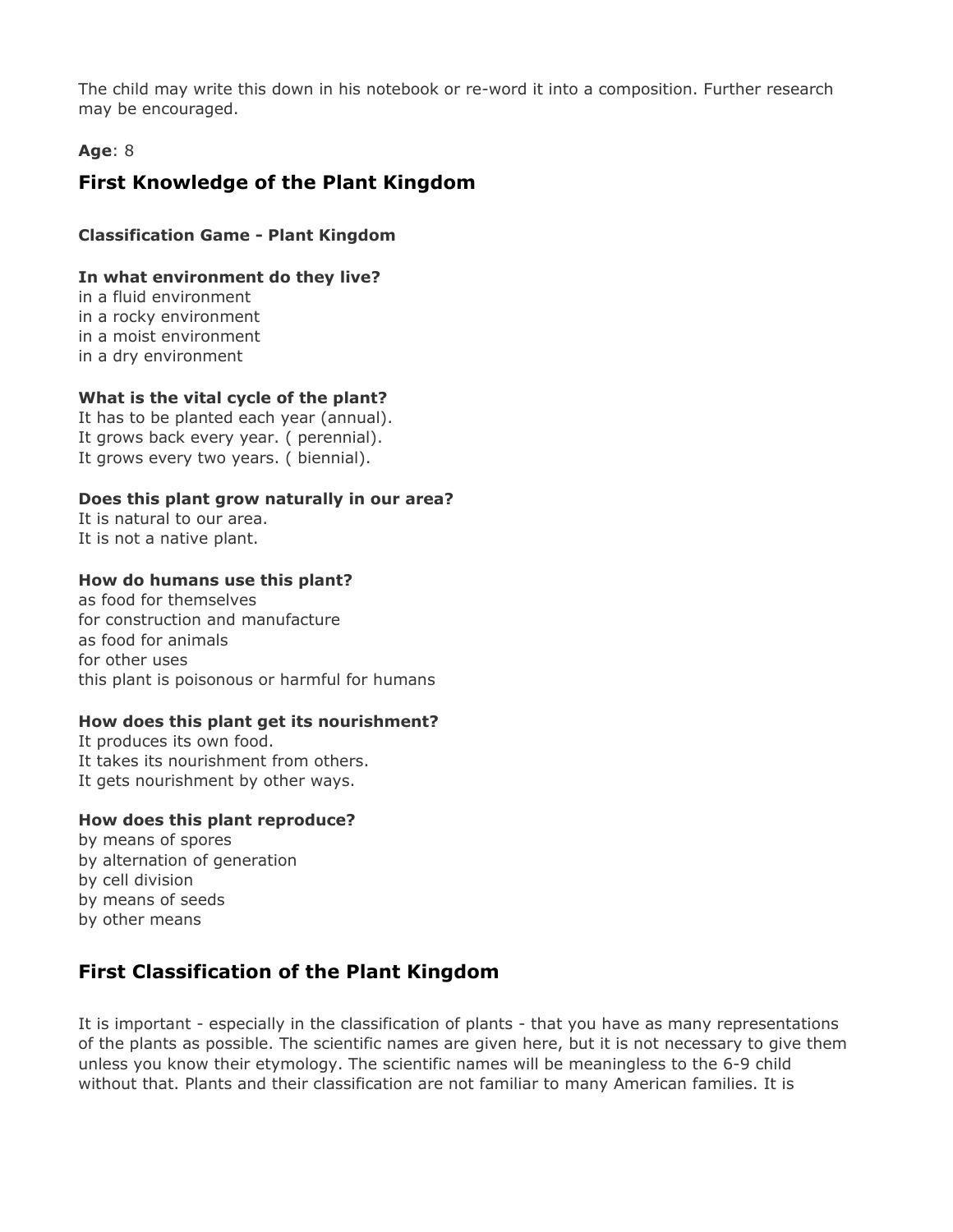The child may write this down in his notebook or re-word it into a composition. Further research may be encouraged.

**Age**: 8

## First Knowledge of the Plant Kingdom

**Classification Game - Plant Kingdom**

**In what environment do they live?**
in a fluid environment
in a rocky environment
in a moist environment
in a dry environment

**What is the vital cycle of the plant?**
It has to be planted each year (annual).
It grows back every year. ( perennial).
It grows every two years. ( biennial).

**Does this plant grow naturally in our area?**
It is natural to our area.
It is not a native plant.

**How do humans use this plant?**
as food for themselves
for construction and manufacture
as food for animals
for other uses
this plant is poisonous or harmful for humans

**How does this plant get its nourishment?**
It produces its own food.
It takes its nourishment from others.
It gets nourishment by other ways.

**How does this plant reproduce?**
by means of spores
by alternation of generation
by cell division
by means of seeds
by other means

## First Classification of the Plant Kingdom

It is important - especially in the classification of plants - that you have as many representations of the plants as possible. The scientific names are given here, but it is not necessary to give them unless you know their etymology. The scientific names will be meaningless to the 6-9 child without that. Plants and their classification are not familiar to many American families. It is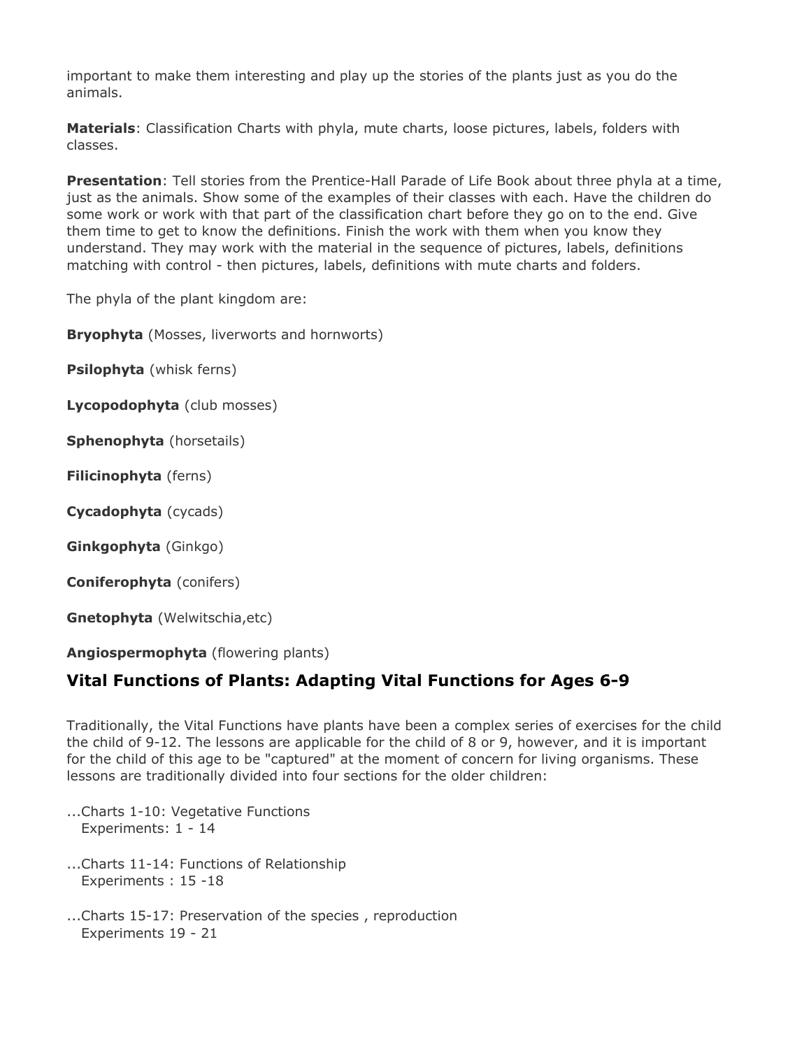important to make them interesting and play up the stories of the plants just as you do the animals.

**Materials**: Classification Charts with phyla, mute charts, loose pictures, labels, folders with classes.

**Presentation**: Tell stories from the Prentice-Hall Parade of Life Book about three phyla at a time, just as the animals. Show some of the examples of their classes with each. Have the children do some work or work with that part of the classification chart before they go on to the end. Give them time to get to know the definitions. Finish the work with them when you know they understand. They may work with the material in the sequence of pictures, labels, definitions matching with control - then pictures, labels, definitions with mute charts and folders.

The phyla of the plant kingdom are:

**Bryophyta** (Mosses, liverworts and hornworts)

**Psilophyta** (whisk ferns)

**Lycopodophyta** (club mosses)

**Sphenophyta** (horsetails)

**Filicinophyta** (ferns)

**Cycadophyta** (cycads)

**Ginkgophyta** (Ginkgo)

**Coniferophyta** (conifers)

**Gnetophyta** (Welwitschia,etc)

**Angiospermophyta** (flowering plants)

## Vital Functions of Plants: Adapting Vital Functions for Ages 6-9

Traditionally, the Vital Functions have plants have been a complex series of exercises for the child the child of 9-12. The lessons are applicable for the child of 8 or 9, however, and it is important for the child of this age to be "captured" at the moment of concern for living organisms. These lessons are traditionally divided into four sections for the older children:

...Charts 1-10: Vegetative Functions
Experiments: 1 - 14

...Charts 11-14: Functions of Relationship
Experiments : 15 -18

...Charts 15-17: Preservation of the species , reproduction
Experiments 19 - 21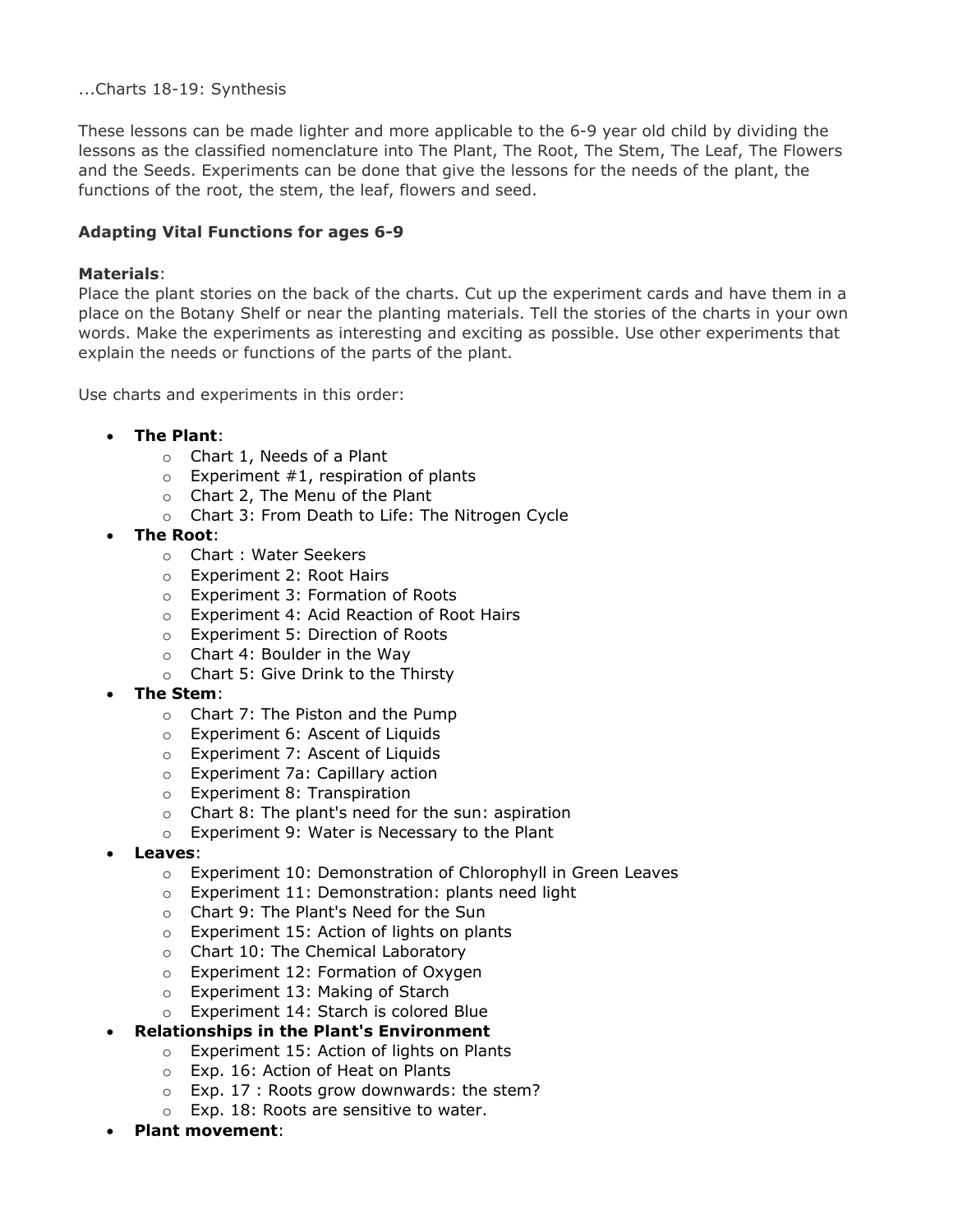...Charts 18-19: Synthesis

These lessons can be made lighter and more applicable to the 6-9 year old child by dividing the lessons as the classified nomenclature into The Plant, The Root, The Stem, The Leaf, The Flowers and the Seeds. Experiments can be done that give the lessons for the needs of the plant, the functions of the root, the stem, the leaf, flowers and seed.

**Adapting Vital Functions for ages 6-9**

**Materials**:
Place the plant stories on the back of the charts. Cut up the experiment cards and have them in a place on the Botany Shelf or near the planting materials. Tell the stories of the charts in your own words. Make the experiments as interesting and exciting as possible. Use other experiments that explain the needs or functions of the parts of the plant.

Use charts and experiments in this order:

- **The Plant**:
  - Chart 1, Needs of a Plant
  - Experiment #1, respiration of plants
  - Chart 2, The Menu of the Plant
  - Chart 3: From Death to Life: The Nitrogen Cycle
- **The Root**:
  - Chart : Water Seekers
  - Experiment 2: Root Hairs
  - Experiment 3: Formation of Roots
  - Experiment 4: Acid Reaction of Root Hairs
  - Experiment 5: Direction of Roots
  - Chart 4: Boulder in the Way
  - Chart 5: Give Drink to the Thirsty
- **The Stem**:
  - Chart 7: The Piston and the Pump
  - Experiment 6: Ascent of Liquids
  - Experiment 7: Ascent of Liquids
  - Experiment 7a: Capillary action
  - Experiment 8: Transpiration
  - Chart 8: The plant's need for the sun: aspiration
  - Experiment 9: Water is Necessary to the Plant
- **Leaves**:
  - Experiment 10: Demonstration of Chlorophyll in Green Leaves
  - Experiment 11: Demonstration: plants need light
  - Chart 9: The Plant's Need for the Sun
  - Experiment 15: Action of lights on plants
  - Chart 10: The Chemical Laboratory
  - Experiment 12: Formation of Oxygen
  - Experiment 13: Making of Starch
  - Experiment 14: Starch is colored Blue
- **Relationships in the Plant's Environment**
  - Experiment 15: Action of lights on Plants
  - Exp. 16: Action of Heat on Plants
  - Exp. 17 : Roots grow downwards: the stem?
  - Exp. 18: Roots are sensitive to water.
- **Plant movement**: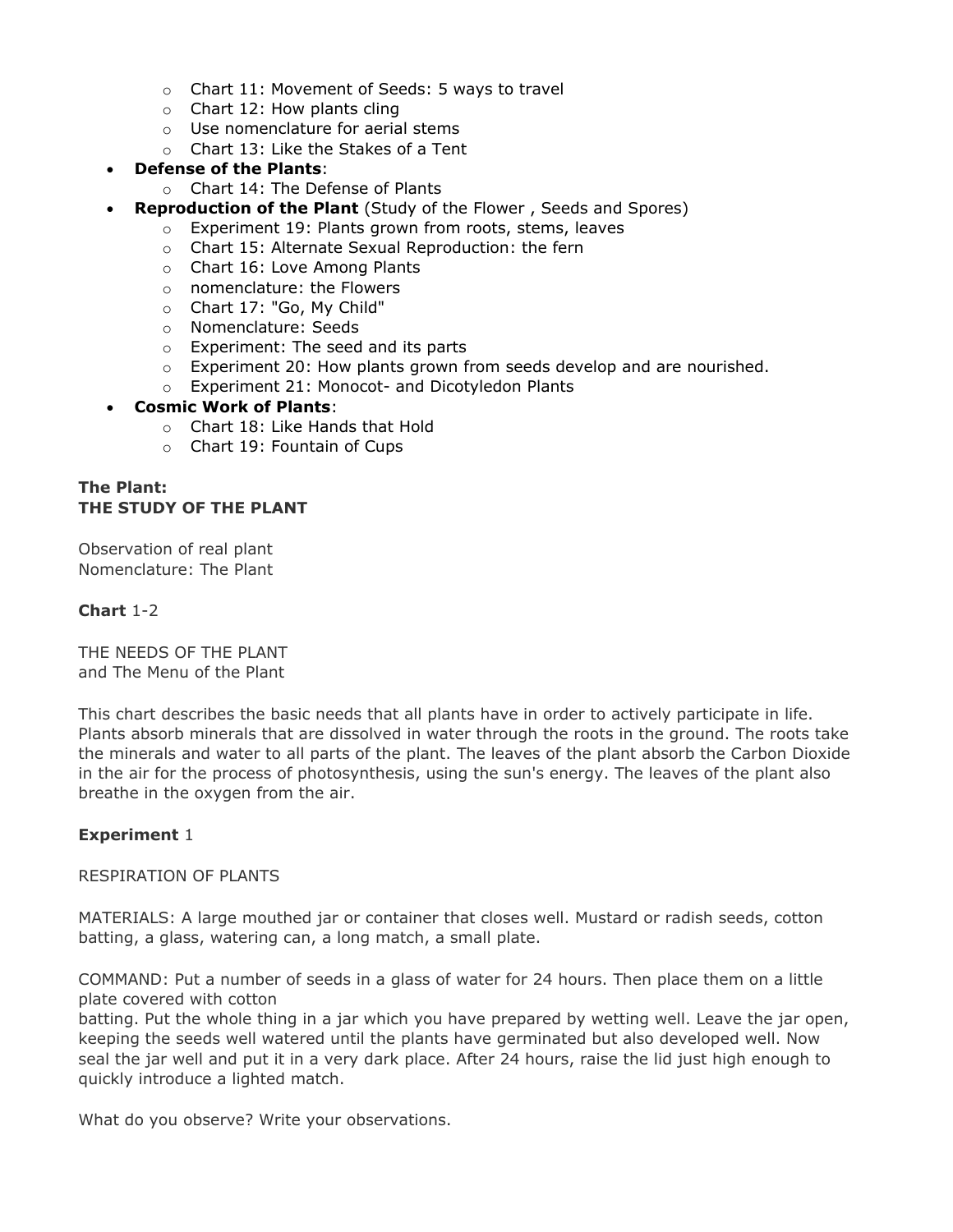- Chart 11: Movement of Seeds: 5 ways to travel
  - Chart 12: How plants cling
  - Use nomenclature for aerial stems
  - Chart 13: Like the Stakes of a Tent
- **Defense of the Plants**:
  - Chart 14: The Defense of Plants
- **Reproduction of the Plant** (Study of the Flower , Seeds and Spores)
  - Experiment 19: Plants grown from roots, stems, leaves
  - Chart 15: Alternate Sexual Reproduction: the fern
  - Chart 16: Love Among Plants
  - nomenclature: the Flowers
  - Chart 17: "Go, My Child"
  - Nomenclature: Seeds
  - Experiment: The seed and its parts
  - Experiment 20: How plants grown from seeds develop and are nourished.
  - Experiment 21: Monocot- and Dicotyledon Plants
- **Cosmic Work of Plants**:
  - Chart 18: Like Hands that Hold
  - Chart 19: Fountain of Cups

**The Plant:**
**THE STUDY OF THE PLANT**

Observation of real plant
Nomenclature: The Plant

**Chart** 1-2

THE NEEDS OF THE PLANT
and The Menu of the Plant

This chart describes the basic needs that all plants have in order to actively participate in life. Plants absorb minerals that are dissolved in water through the roots in the ground. The roots take the minerals and water to all parts of the plant. The leaves of the plant absorb the Carbon Dioxide in the air for the process of photosynthesis, using the sun's energy. The leaves of the plant also breathe in the oxygen from the air.

**Experiment** 1

RESPIRATION OF PLANTS

MATERIALS: A large mouthed jar or container that closes well. Mustard or radish seeds, cotton batting, a glass, watering can, a long match, a small plate.

COMMAND: Put a number of seeds in a glass of water for 24 hours. Then place them on a little plate covered with cotton
batting. Put the whole thing in a jar which you have prepared by wetting well. Leave the jar open, keeping the seeds well watered until the plants have germinated but also developed well. Now seal the jar well and put it in a very dark place. After 24 hours, raise the lid just high enough to quickly introduce a lighted match.

What do you observe? Write your observations.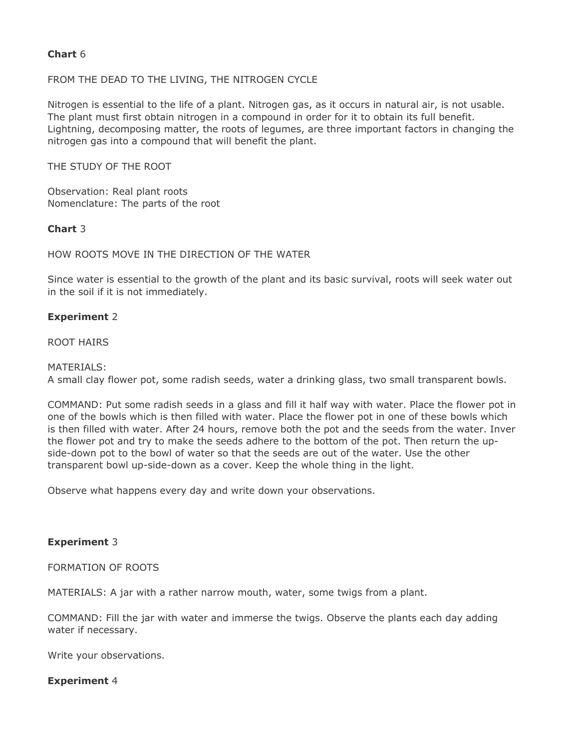**Chart** 6

FROM THE DEAD TO THE LIVING, THE NITROGEN CYCLE

Nitrogen is essential to the life of a plant. Nitrogen gas, as it occurs in natural air, is not usable. The plant must first obtain nitrogen in a compound in order for it to obtain its full benefit. Lightning, decomposing matter, the roots of legumes, are three important factors in changing the nitrogen gas into a compound that will benefit the plant.

THE STUDY OF THE ROOT

Observation: Real plant roots
Nomenclature: The parts of the root

**Chart** 3

HOW ROOTS MOVE IN THE DIRECTION OF THE WATER

Since water is essential to the growth of the plant and its basic survival, roots will seek water out in the soil if it is not immediately.

**Experiment** 2

ROOT HAIRS

MATERIALS:
A small clay flower pot, some radish seeds, water a drinking glass, two small transparent bowls.

COMMAND: Put some radish seeds in a glass and fill it half way with water. Place the flower pot in one of the bowls which is then filled with water. Place the flower pot in one of these bowls which is then filled with water. After 24 hours, remove both the pot and the seeds from the water. Inver the flower pot and try to make the seeds adhere to the bottom of the pot. Then return the up-side-down pot to the bowl of water so that the seeds are out of the water. Use the other transparent bowl up-side-down as a cover. Keep the whole thing in the light.

Observe what happens every day and write down your observations.

**Experiment** 3

FORMATION OF ROOTS

MATERIALS: A jar with a rather narrow mouth, water, some twigs from a plant.

COMMAND: Fill the jar with water and immerse the twigs. Observe the plants each day adding water if necessary.

Write your observations.

**Experiment** 4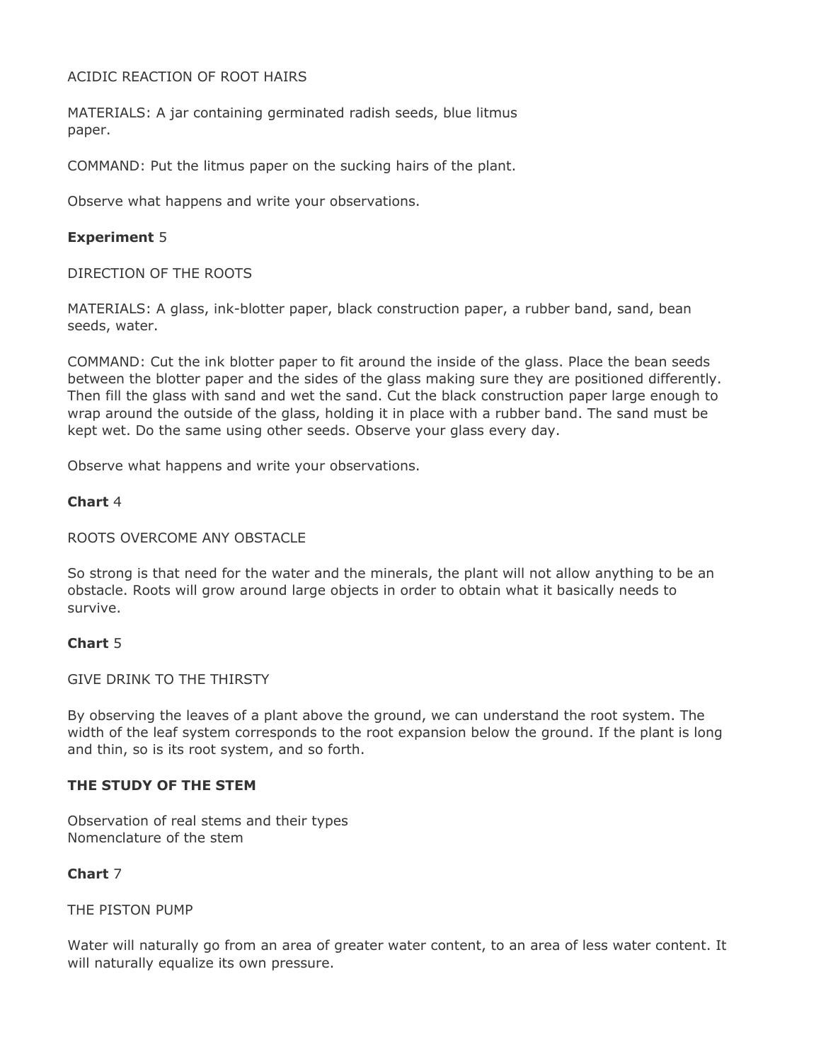ACIDIC REACTION OF ROOT HAIRS

MATERIALS: A jar containing germinated radish seeds, blue litmus paper.

COMMAND: Put the litmus paper on the sucking hairs of the plant.

Observe what happens and write your observations.

**Experiment** 5

DIRECTION OF THE ROOTS

MATERIALS: A glass, ink-blotter paper, black construction paper, a rubber band, sand, bean seeds, water.

COMMAND: Cut the ink blotter paper to fit around the inside of the glass. Place the bean seeds between the blotter paper and the sides of the glass making sure they are positioned differently. Then fill the glass with sand and wet the sand. Cut the black construction paper large enough to wrap around the outside of the glass, holding it in place with a rubber band. The sand must be kept wet. Do the same using other seeds. Observe your glass every day.

Observe what happens and write your observations.

**Chart** 4

ROOTS OVERCOME ANY OBSTACLE

So strong is that need for the water and the minerals, the plant will not allow anything to be an obstacle. Roots will grow around large objects in order to obtain what it basically needs to survive.

**Chart** 5

GIVE DRINK TO THE THIRSTY

By observing the leaves of a plant above the ground, we can understand the root system. The width of the leaf system corresponds to the root expansion below the ground. If the plant is long and thin, so is its root system, and so forth.

**THE STUDY OF THE STEM**

Observation of real stems and their types
Nomenclature of the stem

**Chart** 7

THE PISTON PUMP

Water will naturally go from an area of greater water content, to an area of less water content. It will naturally equalize its own pressure.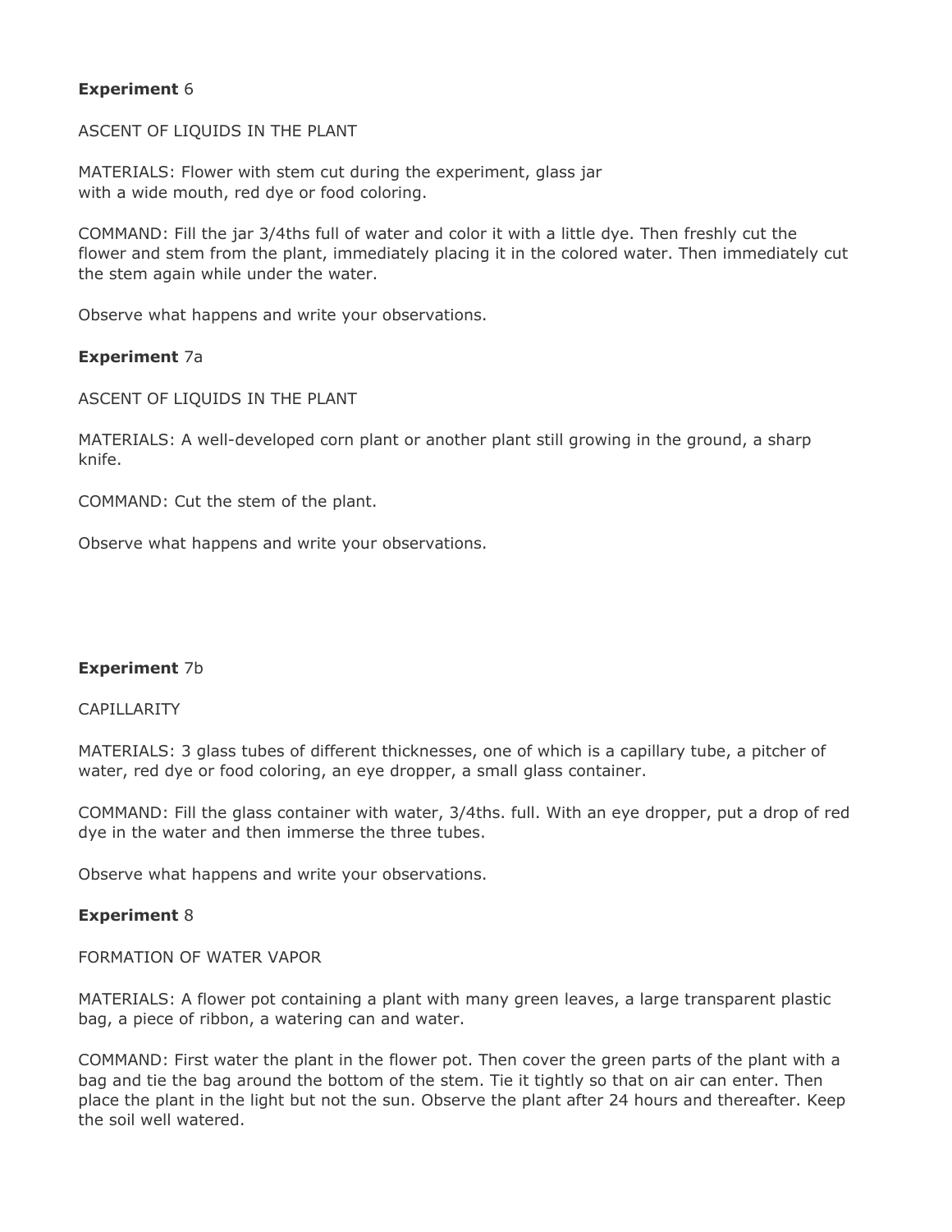**Experiment** 6

ASCENT OF LIQUIDS IN THE PLANT

MATERIALS: Flower with stem cut during the experiment, glass jar with a wide mouth, red dye or food coloring.

COMMAND: Fill the jar 3/4ths full of water and color it with a little dye. Then freshly cut the flower and stem from the plant, immediately placing it in the colored water. Then immediately cut the stem again while under the water.

Observe what happens and write your observations.

**Experiment** 7a

ASCENT OF LIQUIDS IN THE PLANT

MATERIALS: A well-developed corn plant or another plant still growing in the ground, a sharp knife.

COMMAND: Cut the stem of the plant.

Observe what happens and write your observations.

**Experiment** 7b

CAPILLARITY

MATERIALS: 3 glass tubes of different thicknesses, one of which is a capillary tube, a pitcher of water, red dye or food coloring, an eye dropper, a small glass container.

COMMAND: Fill the glass container with water, 3/4ths. full. With an eye dropper, put a drop of red dye in the water and then immerse the three tubes.

Observe what happens and write your observations.

**Experiment** 8

FORMATION OF WATER VAPOR

MATERIALS: A flower pot containing a plant with many green leaves, a large transparent plastic bag, a piece of ribbon, a watering can and water.

COMMAND: First water the plant in the flower pot. Then cover the green parts of the plant with a bag and tie the bag around the bottom of the stem. Tie it tightly so that on air can enter. Then place the plant in the light but not the sun. Observe the plant after 24 hours and thereafter. Keep the soil well watered.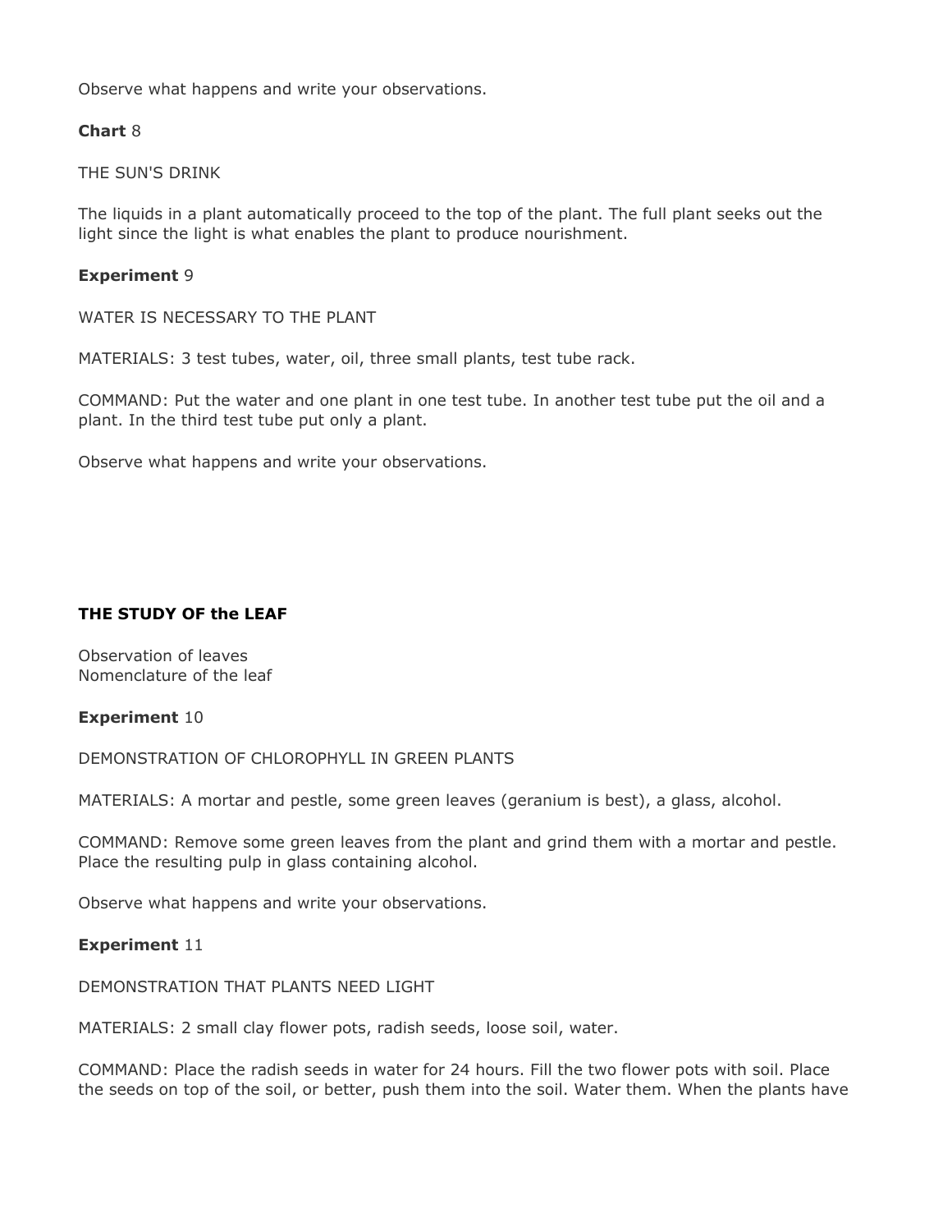Observe what happens and write your observations.

**Chart** 8

THE SUN'S DRINK

The liquids in a plant automatically proceed to the top of the plant. The full plant seeks out the light since the light is what enables the plant to produce nourishment.

**Experiment** 9

WATER IS NECESSARY TO THE PLANT

MATERIALS: 3 test tubes, water, oil, three small plants, test tube rack.

COMMAND: Put the water and one plant in one test tube. In another test tube put the oil and a plant. In the third test tube put only a plant.

Observe what happens and write your observations.

## THE STUDY OF the LEAF

Observation of leaves
Nomenclature of the leaf

**Experiment** 10

DEMONSTRATION OF CHLOROPHYLL IN GREEN PLANTS

MATERIALS: A mortar and pestle, some green leaves (geranium is best), a glass, alcohol.

COMMAND: Remove some green leaves from the plant and grind them with a mortar and pestle. Place the resulting pulp in glass containing alcohol.

Observe what happens and write your observations.

**Experiment** 11

DEMONSTRATION THAT PLANTS NEED LIGHT

MATERIALS: 2 small clay flower pots, radish seeds, loose soil, water.

COMMAND: Place the radish seeds in water for 24 hours. Fill the two flower pots with soil. Place the seeds on top of the soil, or better, push them into the soil. Water them. When the plants have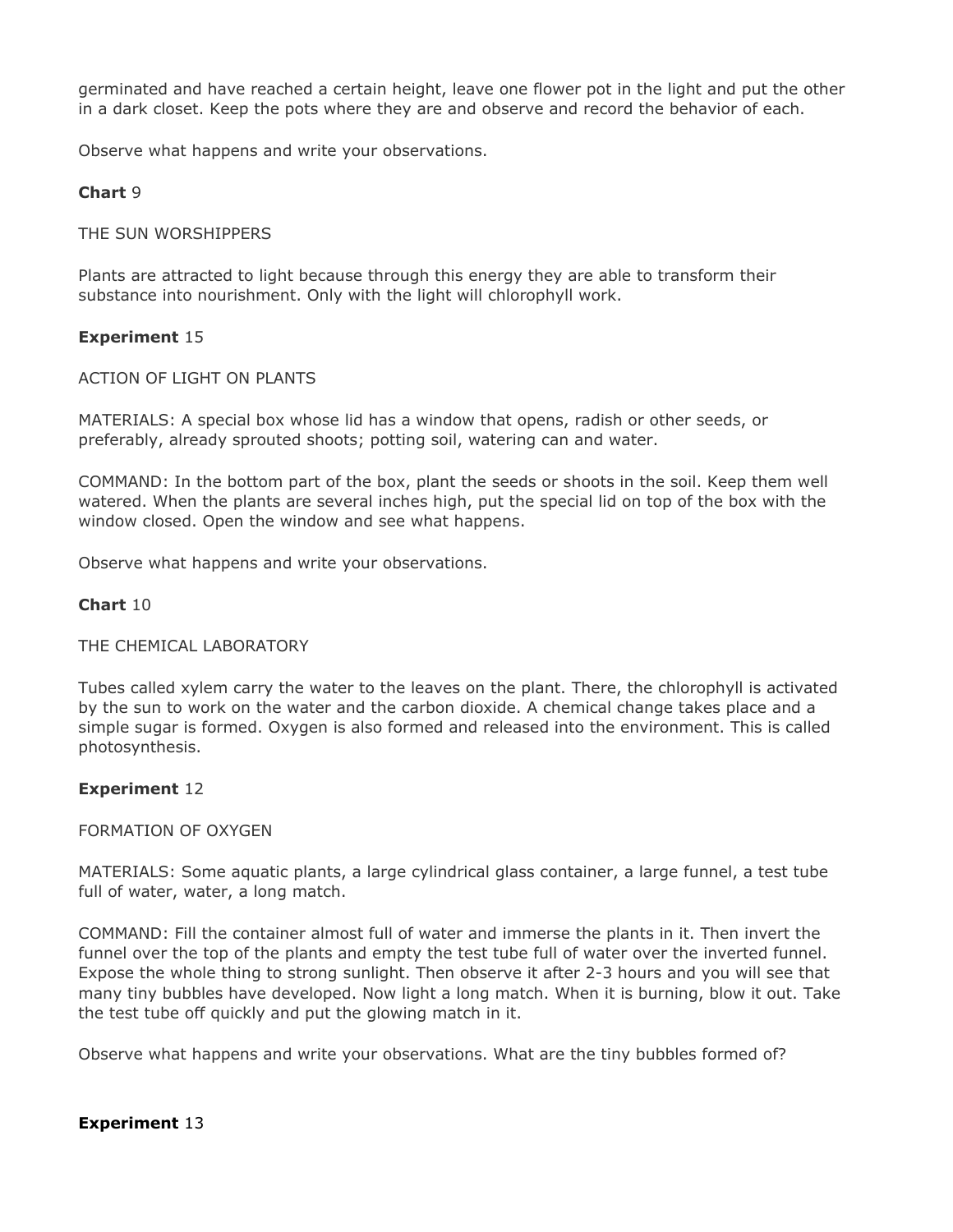germinated and have reached a certain height, leave one flower pot in the light and put the other in a dark closet. Keep the pots where they are and observe and record the behavior of each.

Observe what happens and write your observations.

**Chart** 9

THE SUN WORSHIPPERS

Plants are attracted to light because through this energy they are able to transform their substance into nourishment. Only with the light will chlorophyll work.

**Experiment** 15

ACTION OF LIGHT ON PLANTS

MATERIALS: A special box whose lid has a window that opens, radish or other seeds, or preferably, already sprouted shoots; potting soil, watering can and water.

COMMAND: In the bottom part of the box, plant the seeds or shoots in the soil. Keep them well watered. When the plants are several inches high, put the special lid on top of the box with the window closed. Open the window and see what happens.

Observe what happens and write your observations.

**Chart** 10

THE CHEMICAL LABORATORY

Tubes called xylem carry the water to the leaves on the plant. There, the chlorophyll is activated by the sun to work on the water and the carbon dioxide. A chemical change takes place and a simple sugar is formed. Oxygen is also formed and released into the environment. This is called photosynthesis.

**Experiment** 12

FORMATION OF OXYGEN

MATERIALS: Some aquatic plants, a large cylindrical glass container, a large funnel, a test tube full of water, water, a long match.

COMMAND: Fill the container almost full of water and immerse the plants in it. Then invert the funnel over the top of the plants and empty the test tube full of water over the inverted funnel. Expose the whole thing to strong sunlight. Then observe it after 2-3 hours and you will see that many tiny bubbles have developed. Now light a long match. When it is burning, blow it out. Take the test tube off quickly and put the glowing match in it.

Observe what happens and write your observations. What are the tiny bubbles formed of?

**Experiment** 13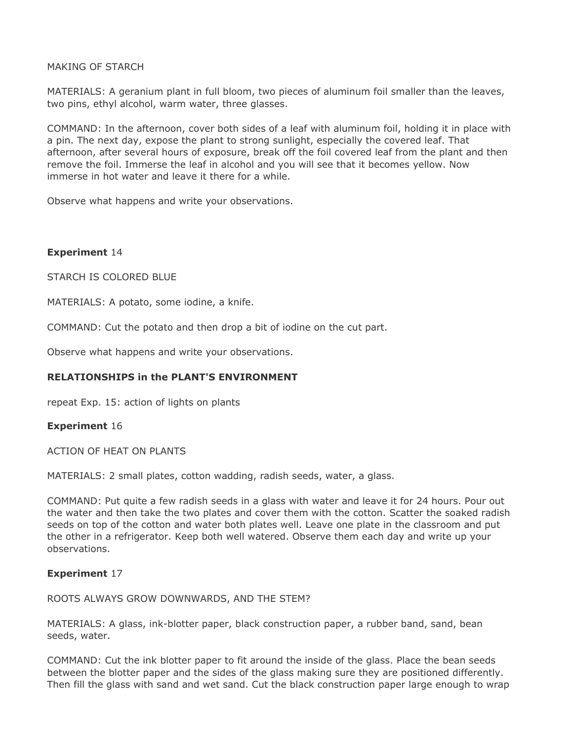MAKING OF STARCH

MATERIALS: A geranium plant in full bloom, two pieces of aluminum foil smaller than the leaves, two pins, ethyl alcohol, warm water, three glasses.

COMMAND: In the afternoon, cover both sides of a leaf with aluminum foil, holding it in place with a pin. The next day, expose the plant to strong sunlight, especially the covered leaf. That afternoon, after several hours of exposure, break off the foil covered leaf from the plant and then remove the foil. Immerse the leaf in alcohol and you will see that it becomes yellow. Now immerse in hot water and leave it there for a while.

Observe what happens and write your observations.

**Experiment** 14

STARCH IS COLORED BLUE

MATERIALS: A potato, some iodine, a knife.

COMMAND: Cut the potato and then drop a bit of iodine on the cut part.

Observe what happens and write your observations.

**RELATIONSHIPS in the PLANT'S ENVIRONMENT**

repeat Exp. 15: action of lights on plants

**Experiment** 16

ACTION OF HEAT ON PLANTS

MATERIALS: 2 small plates, cotton wadding, radish seeds, water, a glass.

COMMAND: Put quite a few radish seeds in a glass with water and leave it for 24 hours. Pour out the water and then take the two plates and cover them with the cotton. Scatter the soaked radish seeds on top of the cotton and water both plates well. Leave one plate in the classroom and put the other in a refrigerator. Keep both well watered. Observe them each day and write up your observations.

**Experiment** 17

ROOTS ALWAYS GROW DOWNWARDS, AND THE STEM?

MATERIALS: A glass, ink-blotter paper, black construction paper, a rubber band, sand, bean seeds, water.

COMMAND: Cut the ink blotter paper to fit around the inside of the glass. Place the bean seeds between the blotter paper and the sides of the glass making sure they are positioned differently. Then fill the glass with sand and wet sand. Cut the black construction paper large enough to wrap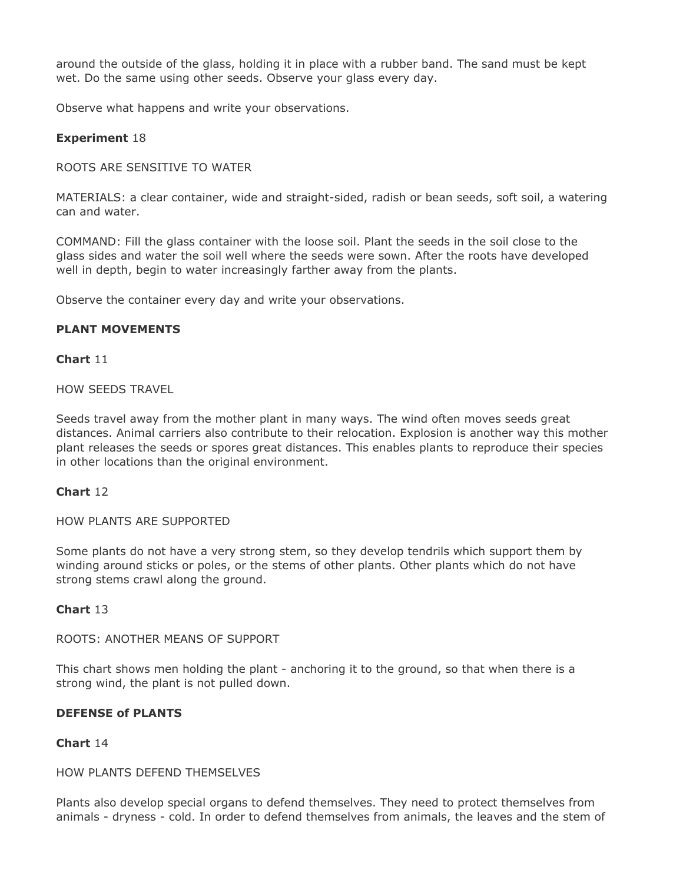around the outside of the glass, holding it in place with a rubber band. The sand must be kept wet. Do the same using other seeds. Observe your glass every day.

Observe what happens and write your observations.

**Experiment** 18

ROOTS ARE SENSITIVE TO WATER

MATERIALS: a clear container, wide and straight-sided, radish or bean seeds, soft soil, a watering can and water.

COMMAND: Fill the glass container with the loose soil. Plant the seeds in the soil close to the glass sides and water the soil well where the seeds were sown. After the roots have developed well in depth, begin to water increasingly farther away from the plants.

Observe the container every day and write your observations.

**PLANT MOVEMENTS**

**Chart** 11

HOW SEEDS TRAVEL

Seeds travel away from the mother plant in many ways. The wind often moves seeds great distances. Animal carriers also contribute to their relocation. Explosion is another way this mother plant releases the seeds or spores great distances. This enables plants to reproduce their species in other locations than the original environment.

**Chart** 12

HOW PLANTS ARE SUPPORTED

Some plants do not have a very strong stem, so they develop tendrils which support them by winding around sticks or poles, or the stems of other plants. Other plants which do not have strong stems crawl along the ground.

**Chart** 13

ROOTS: ANOTHER MEANS OF SUPPORT

This chart shows men holding the plant - anchoring it to the ground, so that when there is a strong wind, the plant is not pulled down.

**DEFENSE of PLANTS**

**Chart** 14

HOW PLANTS DEFEND THEMSELVES

Plants also develop special organs to defend themselves. They need to protect themselves from animals - dryness - cold. In order to defend themselves from animals, the leaves and the stem of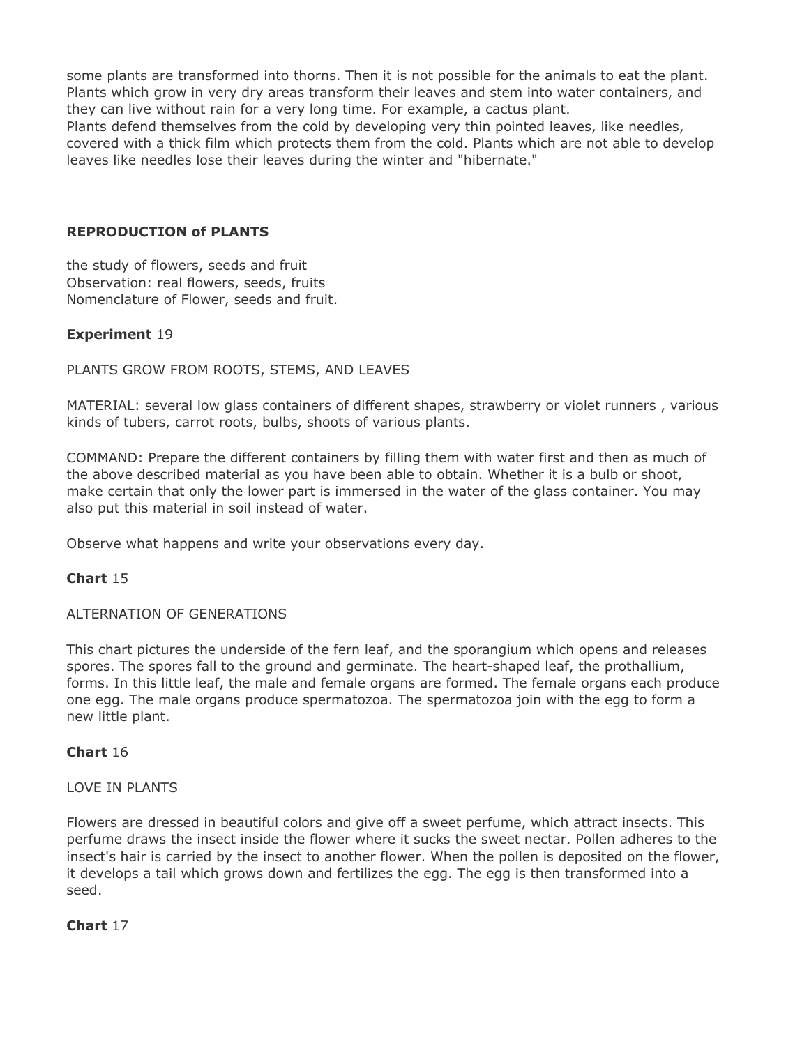some plants are transformed into thorns. Then it is not possible for the animals to eat the plant. Plants which grow in very dry areas transform their leaves and stem into water containers, and they can live without rain for a very long time. For example, a cactus plant.
Plants defend themselves from the cold by developing very thin pointed leaves, like needles, covered with a thick film which protects them from the cold. Plants which are not able to develop leaves like needles lose their leaves during the winter and "hibernate."

**REPRODUCTION of PLANTS**

the study of flowers, seeds and fruit
Observation: real flowers, seeds, fruits
Nomenclature of Flower, seeds and fruit.

**Experiment** 19

PLANTS GROW FROM ROOTS, STEMS, AND LEAVES

MATERIAL: several low glass containers of different shapes, strawberry or violet runners , various kinds of tubers, carrot roots, bulbs, shoots of various plants.

COMMAND: Prepare the different containers by filling them with water first and then as much of the above described material as you have been able to obtain. Whether it is a bulb or shoot, make certain that only the lower part is immersed in the water of the glass container. You may also put this material in soil instead of water.

Observe what happens and write your observations every day.

**Chart** 15

ALTERNATION OF GENERATIONS

This chart pictures the underside of the fern leaf, and the sporangium which opens and releases spores. The spores fall to the ground and germinate. The heart-shaped leaf, the prothallium, forms. In this little leaf, the male and female organs are formed. The female organs each produce one egg. The male organs produce spermatozoa. The spermatozoa join with the egg to form a new little plant.

**Chart** 16

LOVE IN PLANTS

Flowers are dressed in beautiful colors and give off a sweet perfume, which attract insects. This perfume draws the insect inside the flower where it sucks the sweet nectar. Pollen adheres to the insect's hair is carried by the insect to another flower. When the pollen is deposited on the flower, it develops a tail which grows down and fertilizes the egg. The egg is then transformed into a seed.

**Chart** 17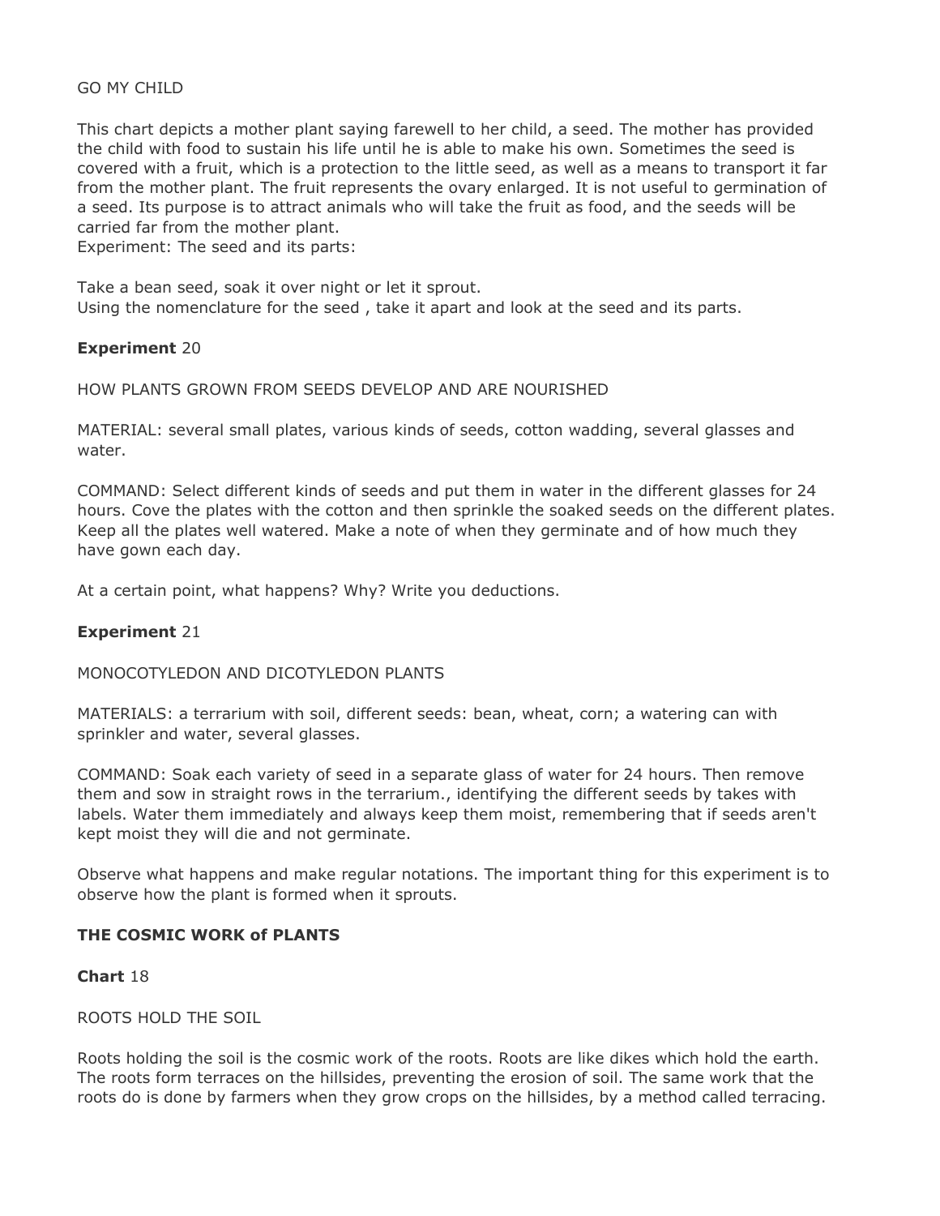GO MY CHILD

This chart depicts a mother plant saying farewell to her child, a seed. The mother has provided the child with food to sustain his life until he is able to make his own. Sometimes the seed is covered with a fruit, which is a protection to the little seed, as well as a means to transport it far from the mother plant. The fruit represents the ovary enlarged. It is not useful to germination of a seed. Its purpose is to attract animals who will take the fruit as food, and the seeds will be carried far from the mother plant.
Experiment: The seed and its parts:

Take a bean seed, soak it over night or let it sprout.
Using the nomenclature for the seed , take it apart and look at the seed and its parts.

**Experiment** 20

HOW PLANTS GROWN FROM SEEDS DEVELOP AND ARE NOURISHED

MATERIAL: several small plates, various kinds of seeds, cotton wadding, several glasses and water.

COMMAND: Select different kinds of seeds and put them in water in the different glasses for 24 hours. Cove the plates with the cotton and then sprinkle the soaked seeds on the different plates. Keep all the plates well watered. Make a note of when they germinate and of how much they have gown each day.

At a certain point, what happens? Why? Write you deductions.

**Experiment** 21

MONOCOTYLEDON AND DICOTYLEDON PLANTS

MATERIALS: a terrarium with soil, different seeds: bean, wheat, corn; a watering can with sprinkler and water, several glasses.

COMMAND: Soak each variety of seed in a separate glass of water for 24 hours. Then remove them and sow in straight rows in the terrarium., identifying the different seeds by takes with labels. Water them immediately and always keep them moist, remembering that if seeds aren't kept moist they will die and not germinate.

Observe what happens and make regular notations. The important thing for this experiment is to observe how the plant is formed when it sprouts.

**THE COSMIC WORK of PLANTS**

**Chart** 18

ROOTS HOLD THE SOIL

Roots holding the soil is the cosmic work of the roots. Roots are like dikes which hold the earth. The roots form terraces on the hillsides, preventing the erosion of soil. The same work that the roots do is done by farmers when they grow crops on the hillsides, by a method called terracing.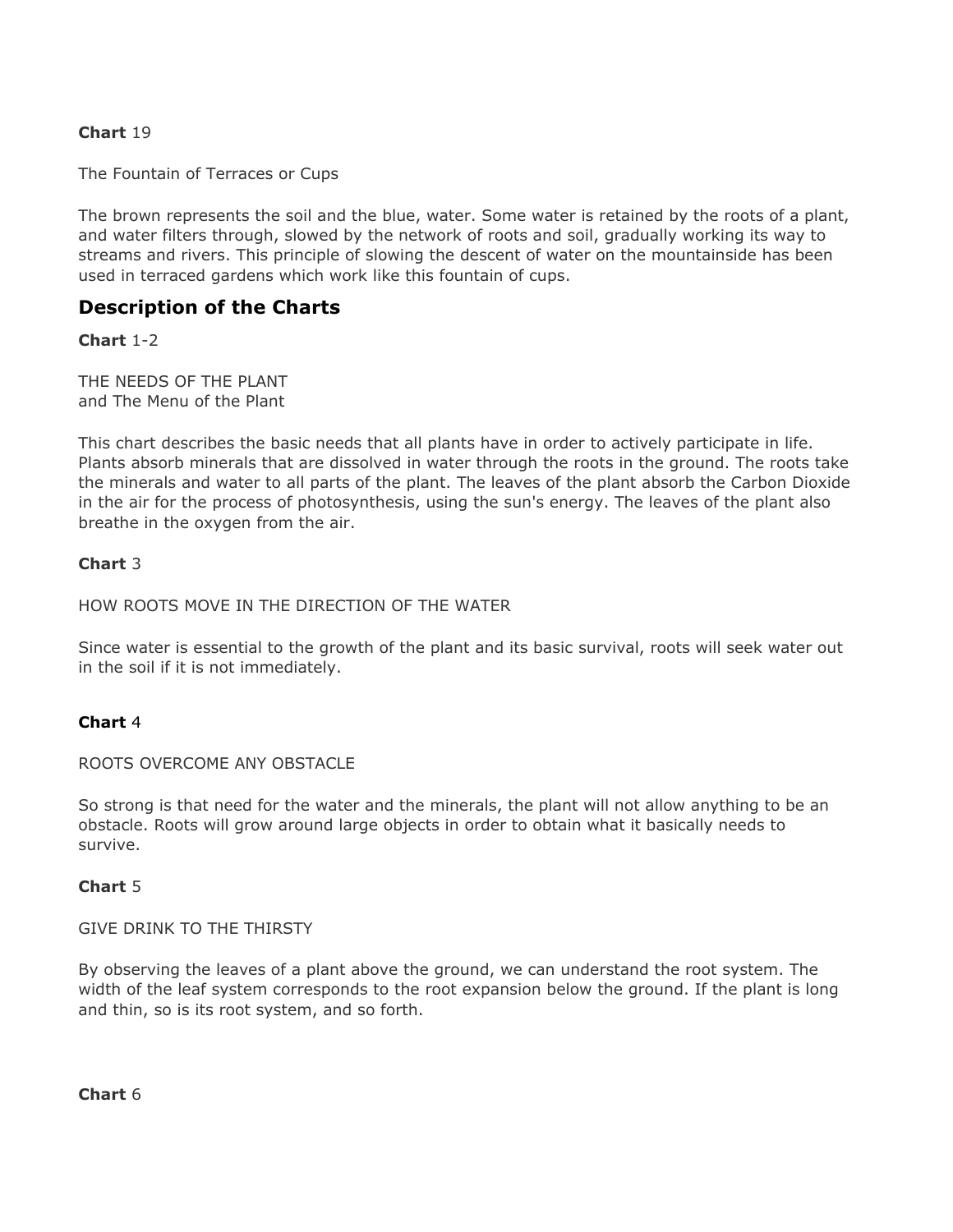**Chart** 19

The Fountain of Terraces or Cups

The brown represents the soil and the blue, water. Some water is retained by the roots of a plant, and water filters through, slowed by the network of roots and soil, gradually working its way to streams and rivers. This principle of slowing the descent of water on the mountainside has been used in terraced gardens which work like this fountain of cups.

## Description of the Charts

**Chart** 1-2

THE NEEDS OF THE PLANT  
and The Menu of the Plant

This chart describes the basic needs that all plants have in order to actively participate in life. Plants absorb minerals that are dissolved in water through the roots in the ground. The roots take the minerals and water to all parts of the plant. The leaves of the plant absorb the Carbon Dioxide in the air for the process of photosynthesis, using the sun's energy. The leaves of the plant also breathe in the oxygen from the air.

**Chart** 3

HOW ROOTS MOVE IN THE DIRECTION OF THE WATER

Since water is essential to the growth of the plant and its basic survival, roots will seek water out in the soil if it is not immediately.

**Chart** 4

ROOTS OVERCOME ANY OBSTACLE

So strong is that need for the water and the minerals, the plant will not allow anything to be an obstacle. Roots will grow around large objects in order to obtain what it basically needs to survive.

**Chart** 5

GIVE DRINK TO THE THIRSTY

By observing the leaves of a plant above the ground, we can understand the root system. The width of the leaf system corresponds to the root expansion below the ground. If the plant is long and thin, so is its root system, and so forth.

**Chart** 6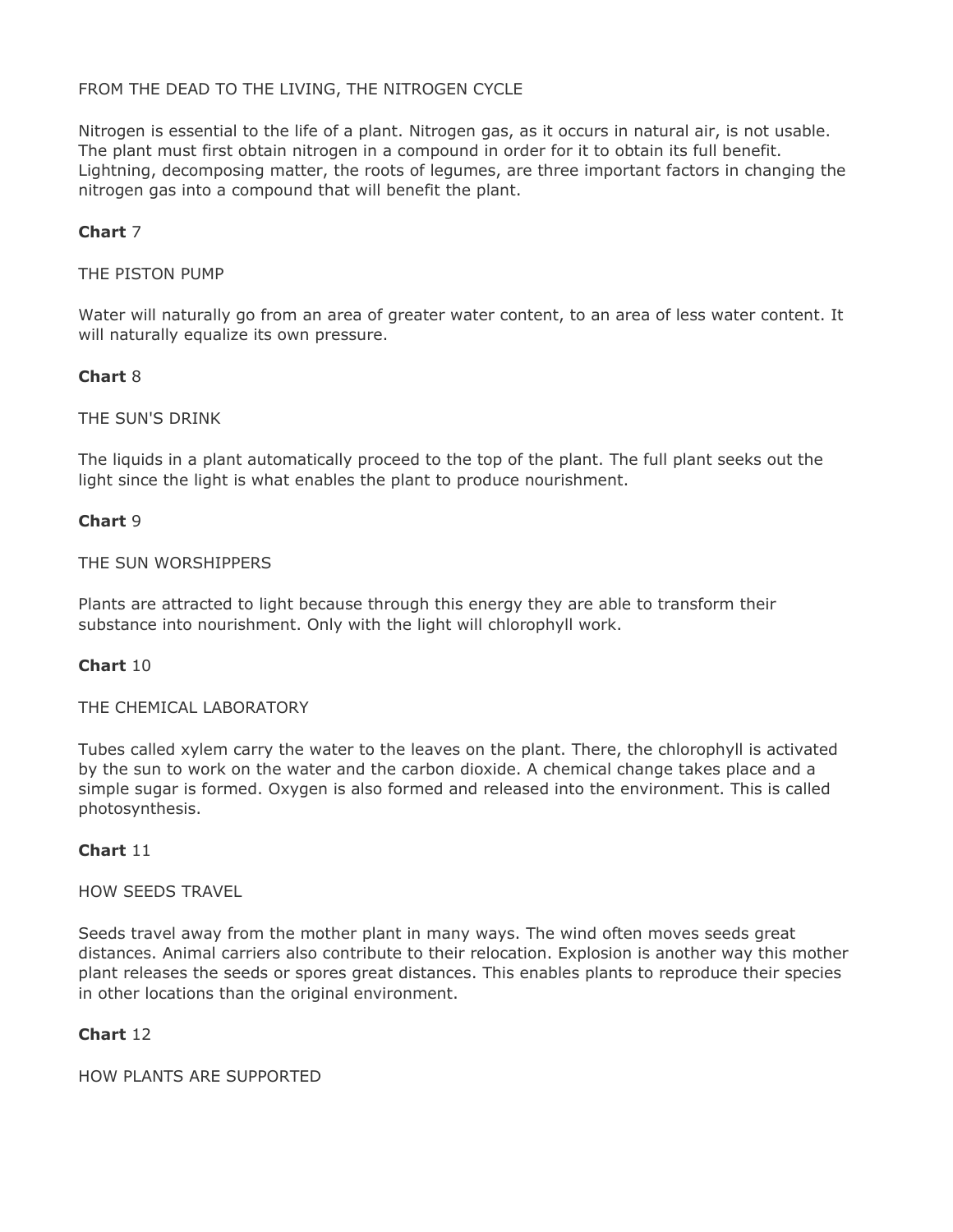FROM THE DEAD TO THE LIVING, THE NITROGEN CYCLE

Nitrogen is essential to the life of a plant. Nitrogen gas, as it occurs in natural air, is not usable. The plant must first obtain nitrogen in a compound in order for it to obtain its full benefit. Lightning, decomposing matter, the roots of legumes, are three important factors in changing the nitrogen gas into a compound that will benefit the plant.

**Chart** 7

THE PISTON PUMP

Water will naturally go from an area of greater water content, to an area of less water content. It will naturally equalize its own pressure.

**Chart** 8

THE SUN'S DRINK

The liquids in a plant automatically proceed to the top of the plant. The full plant seeks out the light since the light is what enables the plant to produce nourishment.

**Chart** 9

THE SUN WORSHIPPERS

Plants are attracted to light because through this energy they are able to transform their substance into nourishment. Only with the light will chlorophyll work.

**Chart** 10

THE CHEMICAL LABORATORY

Tubes called xylem carry the water to the leaves on the plant. There, the chlorophyll is activated by the sun to work on the water and the carbon dioxide. A chemical change takes place and a simple sugar is formed. Oxygen is also formed and released into the environment. This is called photosynthesis.

**Chart** 11

HOW SEEDS TRAVEL

Seeds travel away from the mother plant in many ways. The wind often moves seeds great distances. Animal carriers also contribute to their relocation. Explosion is another way this mother plant releases the seeds or spores great distances. This enables plants to reproduce their species in other locations than the original environment.

**Chart** 12

HOW PLANTS ARE SUPPORTED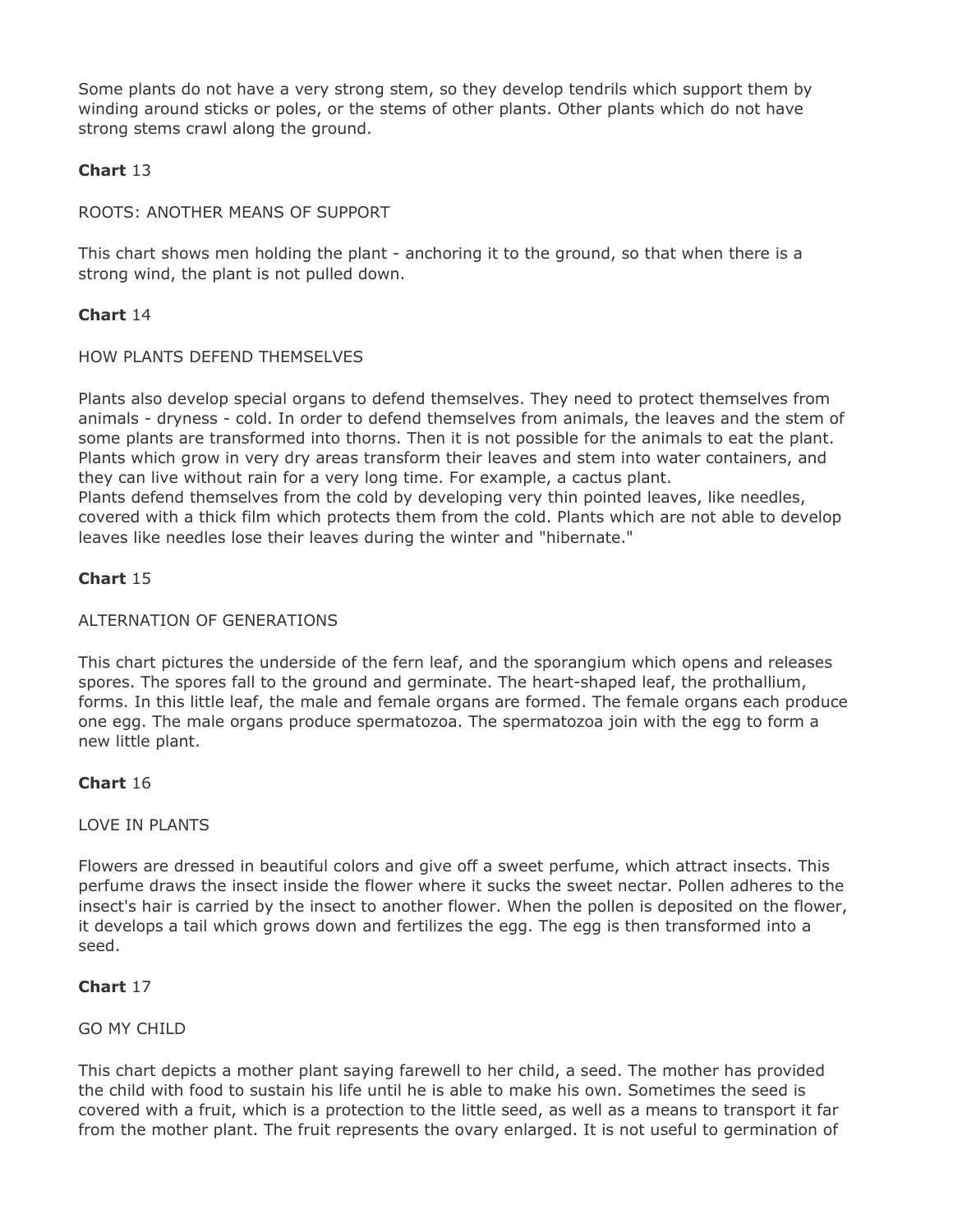Some plants do not have a very strong stem, so they develop tendrils which support them by winding around sticks or poles, or the stems of other plants. Other plants which do not have strong stems crawl along the ground.

**Chart** 13

ROOTS: ANOTHER MEANS OF SUPPORT

This chart shows men holding the plant - anchoring it to the ground, so that when there is a strong wind, the plant is not pulled down.

**Chart** 14

HOW PLANTS DEFEND THEMSELVES

Plants also develop special organs to defend themselves. They need to protect themselves from animals - dryness - cold. In order to defend themselves from animals, the leaves and the stem of some plants are transformed into thorns. Then it is not possible for the animals to eat the plant. Plants which grow in very dry areas transform their leaves and stem into water containers, and they can live without rain for a very long time. For example, a cactus plant.
Plants defend themselves from the cold by developing very thin pointed leaves, like needles, covered with a thick film which protects them from the cold. Plants which are not able to develop leaves like needles lose their leaves during the winter and "hibernate."

**Chart** 15

ALTERNATION OF GENERATIONS

This chart pictures the underside of the fern leaf, and the sporangium which opens and releases spores. The spores fall to the ground and germinate. The heart-shaped leaf, the prothallium, forms. In this little leaf, the male and female organs are formed. The female organs each produce one egg. The male organs produce spermatozoa. The spermatozoa join with the egg to form a new little plant.

**Chart** 16

LOVE IN PLANTS

Flowers are dressed in beautiful colors and give off a sweet perfume, which attract insects. This perfume draws the insect inside the flower where it sucks the sweet nectar. Pollen adheres to the insect's hair is carried by the insect to another flower. When the pollen is deposited on the flower, it develops a tail which grows down and fertilizes the egg. The egg is then transformed into a seed.

**Chart** 17

GO MY CHILD

This chart depicts a mother plant saying farewell to her child, a seed. The mother has provided the child with food to sustain his life until he is able to make his own. Sometimes the seed is covered with a fruit, which is a protection to the little seed, as well as a means to transport it far from the mother plant. The fruit represents the ovary enlarged. It is not useful to germination of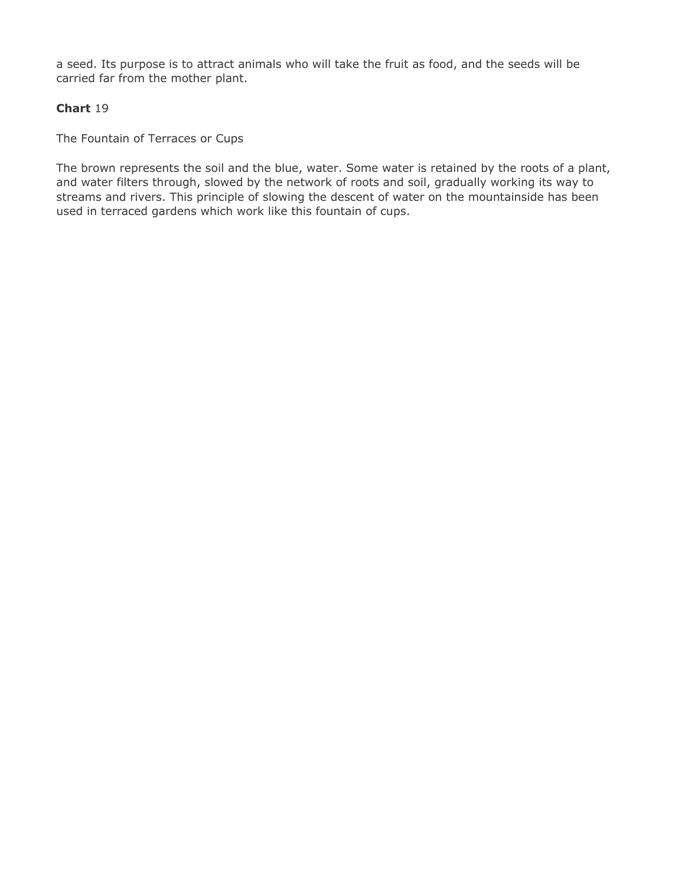a seed. Its purpose is to attract animals who will take the fruit as food, and the seeds will be carried far from the mother plant.

**Chart** 19

The Fountain of Terraces or Cups

The brown represents the soil and the blue, water. Some water is retained by the roots of a plant, and water filters through, slowed by the network of roots and soil, gradually working its way to streams and rivers. This principle of slowing the descent of water on the mountainside has been used in terraced gardens which work like this fountain of cups.